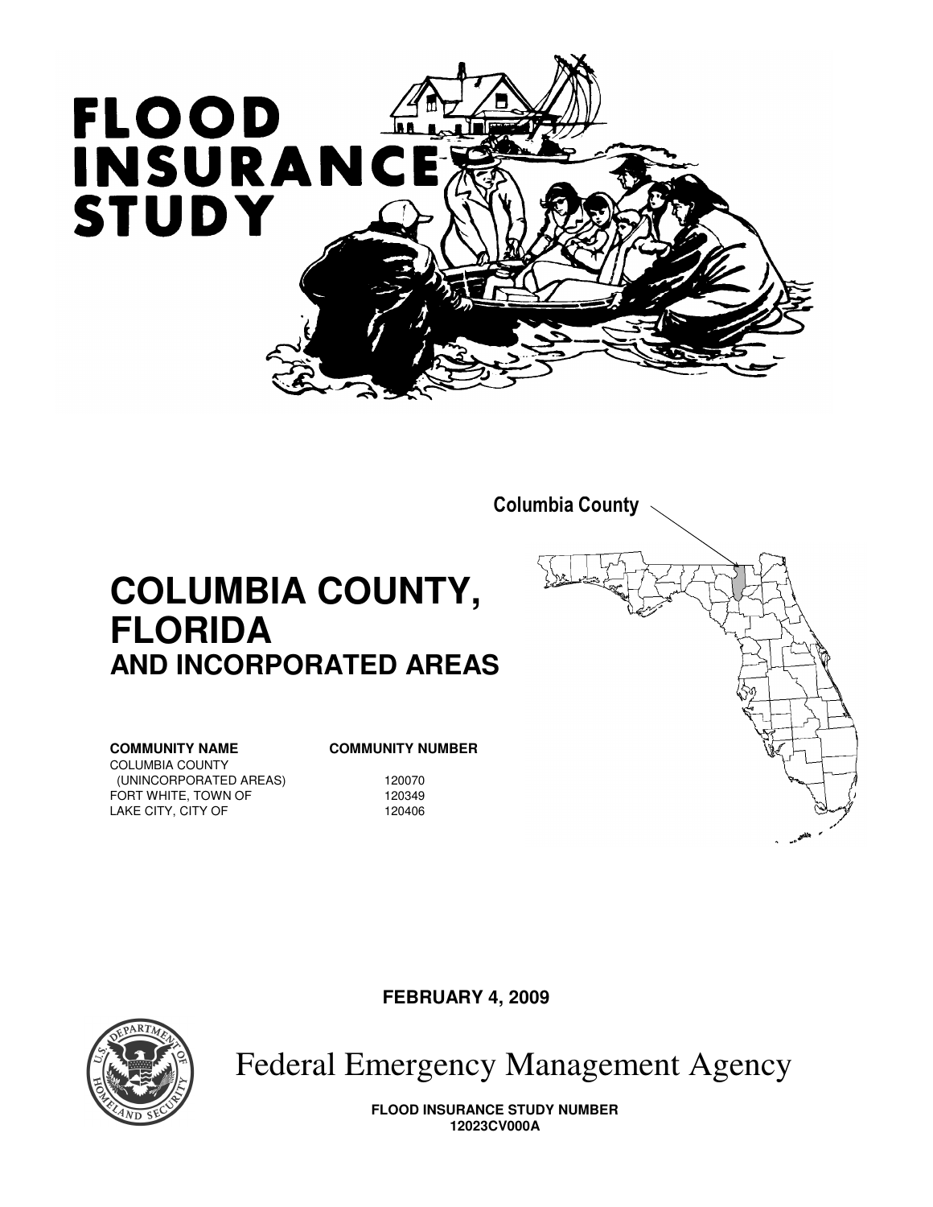# FLOOD INSURANCE STUDY

Columbia County

# COLUMBIA COUNTY, FLORIDA
## AND INCORPORATED AREAS

| COMMUNITY NAME | COMMUNITY NUMBER |
|---|---|
| COLUMBIA COUNTY (UNINCORPORATED AREAS) | 120070 |
| FORT WHITE, TOWN OF | 120349 |
| LAKE CITY, CITY OF | 120406 |

**FEBRUARY 4, 2009**

Federal Emergency Management Agency

**FLOOD INSURANCE STUDY NUMBER**
**12023CV000A**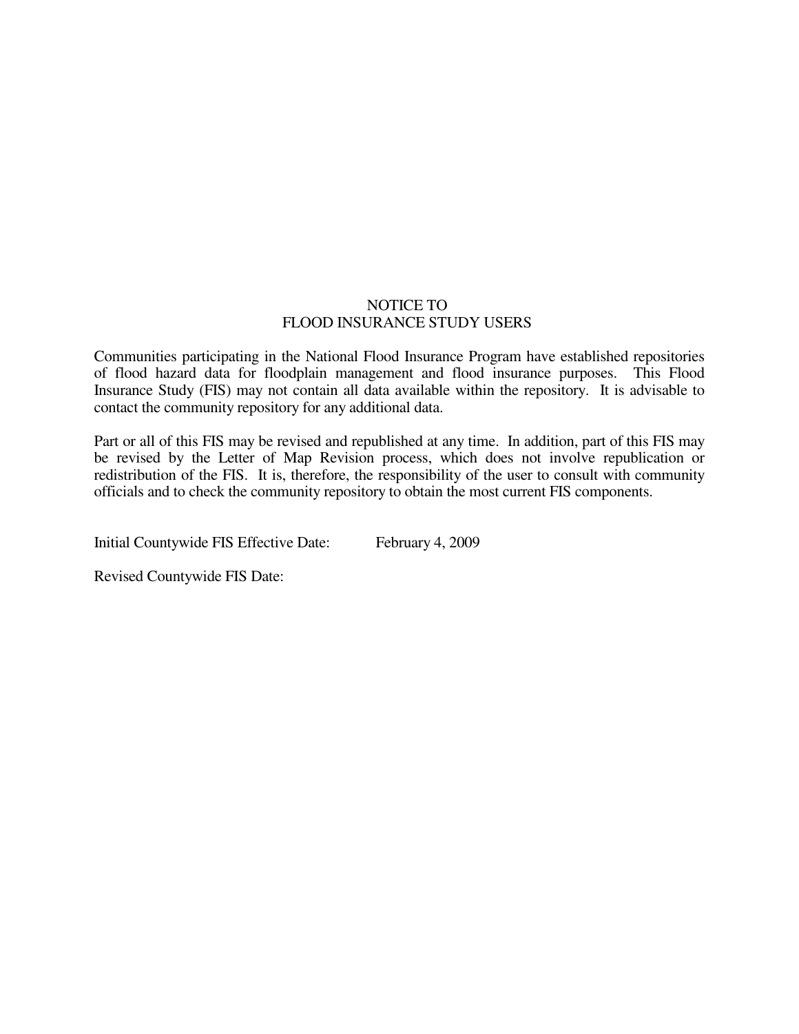# NOTICE TO
# FLOOD INSURANCE STUDY USERS

Communities participating in the National Flood Insurance Program have established repositories of flood hazard data for floodplain management and flood insurance purposes. This Flood Insurance Study (FIS) may not contain all data available within the repository. It is advisable to contact the community repository for any additional data.

Part or all of this FIS may be revised and republished at any time. In addition, part of this FIS may be revised by the Letter of Map Revision process, which does not involve republication or redistribution of the FIS. It is, therefore, the responsibility of the user to consult with community officials and to check the community repository to obtain the most current FIS components.

Initial Countywide FIS Effective Date: February 4, 2009

Revised Countywide FIS Date: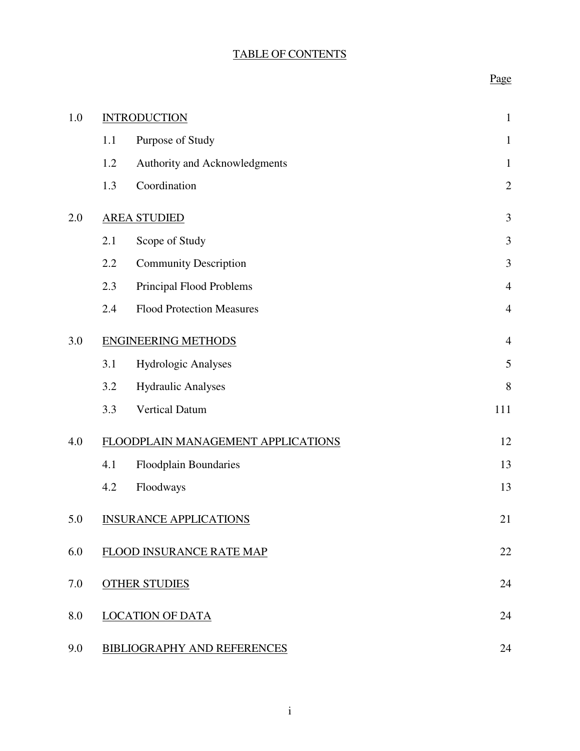# TABLE OF CONTENTS

| | | | Page |
|---|---|---|---|
| 1.0 | INTRODUCTION | | 1 |
| | 1.1 | Purpose of Study | 1 |
| | 1.2 | Authority and Acknowledgments | 1 |
| | 1.3 | Coordination | 2 |
| 2.0 | AREA STUDIED | | 3 |
| | 2.1 | Scope of Study | 3 |
| | 2.2 | Community Description | 3 |
| | 2.3 | Principal Flood Problems | 4 |
| | 2.4 | Flood Protection Measures | 4 |
| 3.0 | ENGINEERING METHODS | | 4 |
| | 3.1 | Hydrologic Analyses | 5 |
| | 3.2 | Hydraulic Analyses | 8 |
| | 3.3 | Vertical Datum | 111 |
| 4.0 | FLOODPLAIN MANAGEMENT APPLICATIONS | | 12 |
| | 4.1 | Floodplain Boundaries | 13 |
| | 4.2 | Floodways | 13 |
| 5.0 | INSURANCE APPLICATIONS | | 21 |
| 6.0 | FLOOD INSURANCE RATE MAP | | 22 |
| 7.0 | OTHER STUDIES | | 24 |
| 8.0 | LOCATION OF DATA | | 24 |
| 9.0 | BIBLIOGRAPHY AND REFERENCES | | 24 |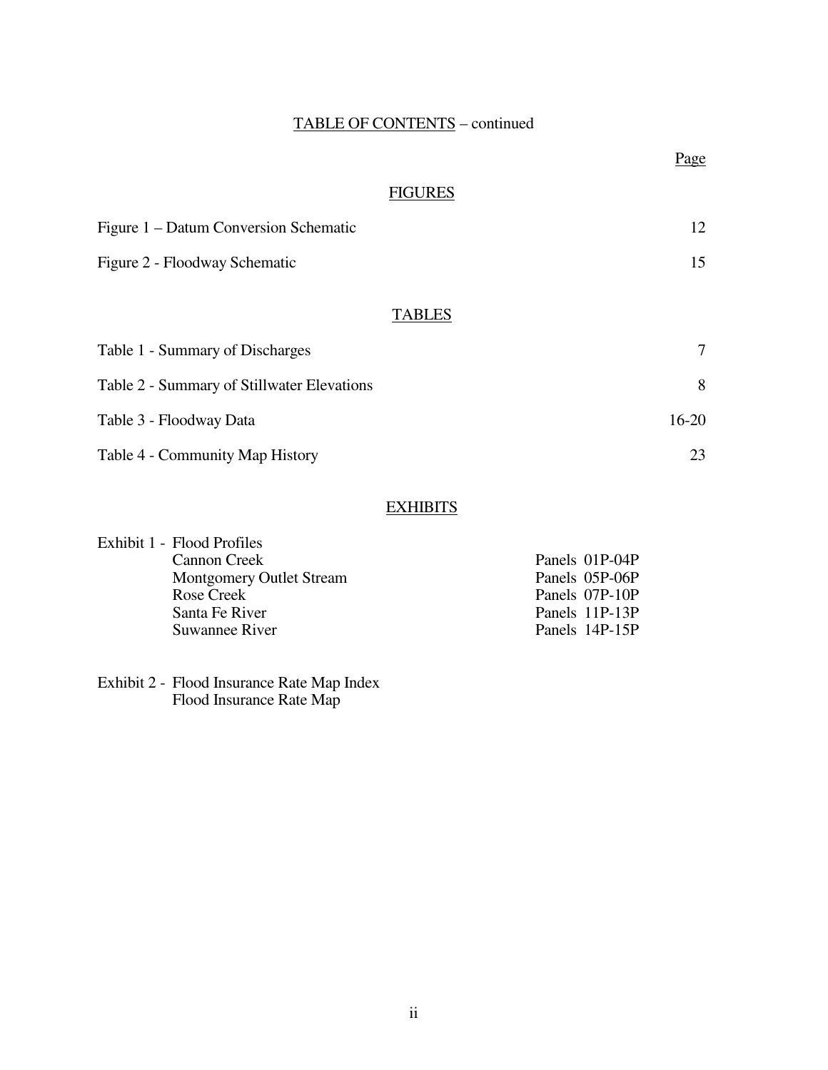TABLE OF CONTENTS – continued

| | Page |
|---|---|
| **FIGURES** | |
| Figure 1 – Datum Conversion Schematic | 12 |
| Figure 2 - Floodway Schematic | 15 |
| **TABLES** | |
| Table 1 - Summary of Discharges | 7 |
| Table 2 - Summary of Stillwater Elevations | 8 |
| Table 3 - Floodway Data | 16-20 |
| Table 4 - Community Map History | 23 |

**EXHIBITS**

Exhibit 1 - Flood Profiles

| | |
|---|---|
| Cannon Creek | Panels 01P-04P |
| Montgomery Outlet Stream | Panels 05P-06P |
| Rose Creek | Panels 07P-10P |
| Santa Fe River | Panels 11P-13P |
| Suwannee River | Panels 14P-15P |

Exhibit 2 - Flood Insurance Rate Map Index
Flood Insurance Rate Map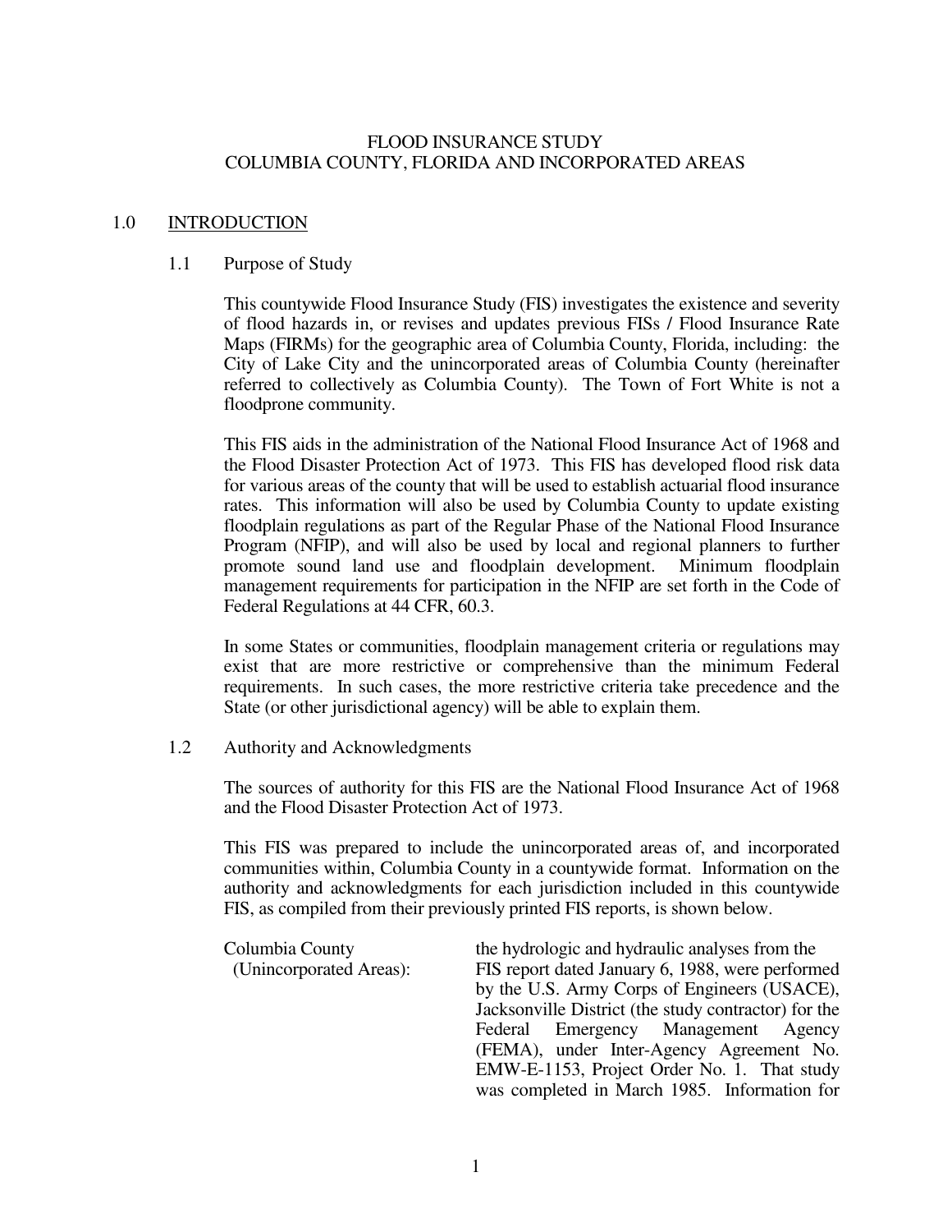FLOOD INSURANCE STUDY
COLUMBIA COUNTY, FLORIDA AND INCORPORATED AREAS

# 1.0 INTRODUCTION

## 1.1 Purpose of Study

This countywide Flood Insurance Study (FIS) investigates the existence and severity of flood hazards in, or revises and updates previous FISs / Flood Insurance Rate Maps (FIRMs) for the geographic area of Columbia County, Florida, including: the City of Lake City and the unincorporated areas of Columbia County (hereinafter referred to collectively as Columbia County). The Town of Fort White is not a floodprone community.

This FIS aids in the administration of the National Flood Insurance Act of 1968 and the Flood Disaster Protection Act of 1973. This FIS has developed flood risk data for various areas of the county that will be used to establish actuarial flood insurance rates. This information will also be used by Columbia County to update existing floodplain regulations as part of the Regular Phase of the National Flood Insurance Program (NFIP), and will also be used by local and regional planners to further promote sound land use and floodplain development. Minimum floodplain management requirements for participation in the NFIP are set forth in the Code of Federal Regulations at 44 CFR, 60.3.

In some States or communities, floodplain management criteria or regulations may exist that are more restrictive or comprehensive than the minimum Federal requirements. In such cases, the more restrictive criteria take precedence and the State (or other jurisdictional agency) will be able to explain them.

## 1.2 Authority and Acknowledgments

The sources of authority for this FIS are the National Flood Insurance Act of 1968 and the Flood Disaster Protection Act of 1973.

This FIS was prepared to include the unincorporated areas of, and incorporated communities within, Columbia County in a countywide format. Information on the authority and acknowledgments for each jurisdiction included in this countywide FIS, as compiled from their previously printed FIS reports, is shown below.

Columbia County (Unincorporated Areas): the hydrologic and hydraulic analyses from the FIS report dated January 6, 1988, were performed by the U.S. Army Corps of Engineers (USACE), Jacksonville District (the study contractor) for the Federal Emergency Management Agency (FEMA), under Inter-Agency Agreement No. EMW-E-1153, Project Order No. 1. That study was completed in March 1985. Information for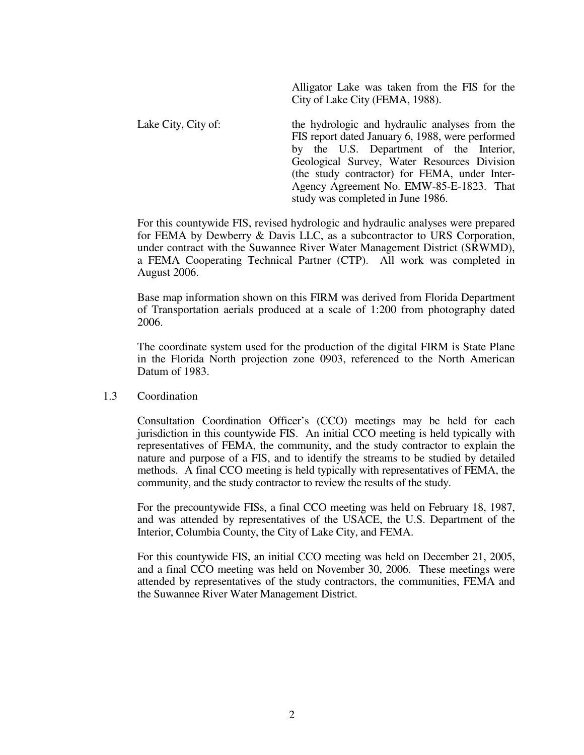Alligator Lake was taken from the FIS for the City of Lake City (FEMA, 1988).

Lake City, City of: the hydrologic and hydraulic analyses from the FIS report dated January 6, 1988, were performed by the U.S. Department of the Interior, Geological Survey, Water Resources Division (the study contractor) for FEMA, under Inter-Agency Agreement No. EMW-85-E-1823. That study was completed in June 1986.

For this countywide FIS, revised hydrologic and hydraulic analyses were prepared for FEMA by Dewberry & Davis LLC, as a subcontractor to URS Corporation, under contract with the Suwannee River Water Management District (SRWMD), a FEMA Cooperating Technical Partner (CTP). All work was completed in August 2006.

Base map information shown on this FIRM was derived from Florida Department of Transportation aerials produced at a scale of 1:200 from photography dated 2006.

The coordinate system used for the production of the digital FIRM is State Plane in the Florida North projection zone 0903, referenced to the North American Datum of 1983.

## 1.3 Coordination

Consultation Coordination Officer's (CCO) meetings may be held for each jurisdiction in this countywide FIS. An initial CCO meeting is held typically with representatives of FEMA, the community, and the study contractor to explain the nature and purpose of a FIS, and to identify the streams to be studied by detailed methods. A final CCO meeting is held typically with representatives of FEMA, the community, and the study contractor to review the results of the study.

For the precountywide FISs, a final CCO meeting was held on February 18, 1987, and was attended by representatives of the USACE, the U.S. Department of the Interior, Columbia County, the City of Lake City, and FEMA.

For this countywide FIS, an initial CCO meeting was held on December 21, 2005, and a final CCO meeting was held on November 30, 2006. These meetings were attended by representatives of the study contractors, the communities, FEMA and the Suwannee River Water Management District.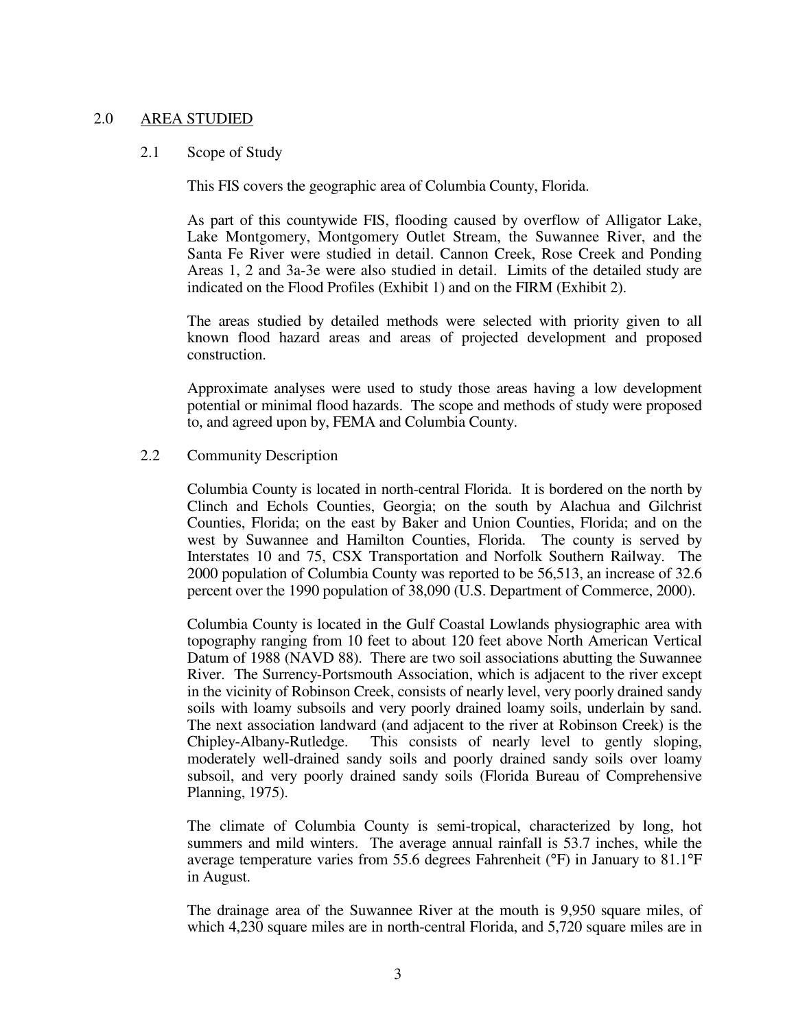## 2.0 AREA STUDIED

### 2.1 Scope of Study

This FIS covers the geographic area of Columbia County, Florida.

As part of this countywide FIS, flooding caused by overflow of Alligator Lake, Lake Montgomery, Montgomery Outlet Stream, the Suwannee River, and the Santa Fe River were studied in detail. Cannon Creek, Rose Creek and Ponding Areas 1, 2 and 3a-3e were also studied in detail. Limits of the detailed study are indicated on the Flood Profiles (Exhibit 1) and on the FIRM (Exhibit 2).

The areas studied by detailed methods were selected with priority given to all known flood hazard areas and areas of projected development and proposed construction.

Approximate analyses were used to study those areas having a low development potential or minimal flood hazards. The scope and methods of study were proposed to, and agreed upon by, FEMA and Columbia County.

### 2.2 Community Description

Columbia County is located in north-central Florida. It is bordered on the north by Clinch and Echols Counties, Georgia; on the south by Alachua and Gilchrist Counties, Florida; on the east by Baker and Union Counties, Florida; and on the west by Suwannee and Hamilton Counties, Florida. The county is served by Interstates 10 and 75, CSX Transportation and Norfolk Southern Railway. The 2000 population of Columbia County was reported to be 56,513, an increase of 32.6 percent over the 1990 population of 38,090 (U.S. Department of Commerce, 2000).

Columbia County is located in the Gulf Coastal Lowlands physiographic area with topography ranging from 10 feet to about 120 feet above North American Vertical Datum of 1988 (NAVD 88). There are two soil associations abutting the Suwannee River. The Surrency-Portsmouth Association, which is adjacent to the river except in the vicinity of Robinson Creek, consists of nearly level, very poorly drained sandy soils with loamy subsoils and very poorly drained loamy soils, underlain by sand. The next association landward (and adjacent to the river at Robinson Creek) is the Chipley-Albany-Rutledge. This consists of nearly level to gently sloping, moderately well-drained sandy soils and poorly drained sandy soils over loamy subsoil, and very poorly drained sandy soils (Florida Bureau of Comprehensive Planning, 1975).

The climate of Columbia County is semi-tropical, characterized by long, hot summers and mild winters. The average annual rainfall is 53.7 inches, while the average temperature varies from 55.6 degrees Fahrenheit (°F) in January to 81.1°F in August.

The drainage area of the Suwannee River at the mouth is 9,950 square miles, of which 4,230 square miles are in north-central Florida, and 5,720 square miles are in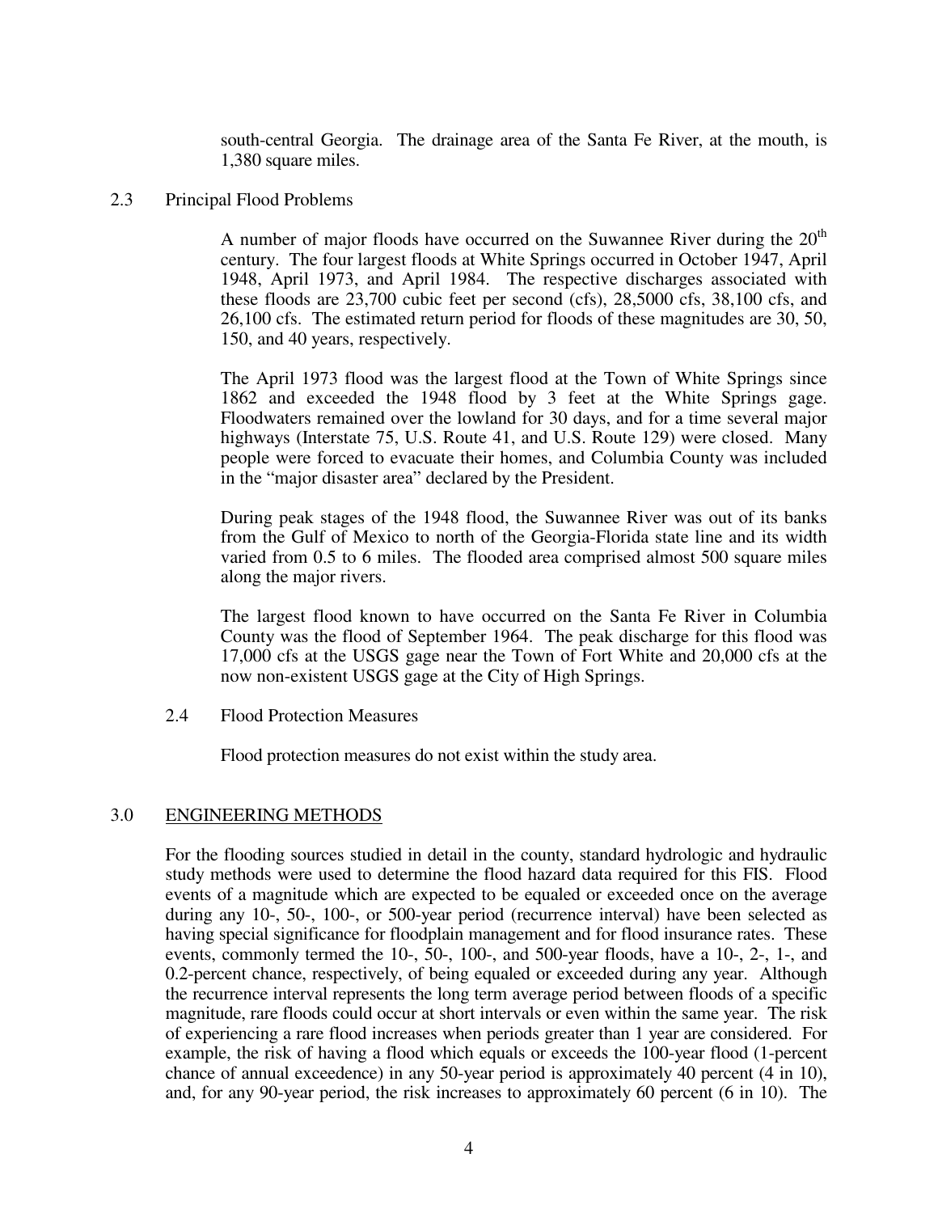south-central Georgia. The drainage area of the Santa Fe River, at the mouth, is 1,380 square miles.

## 2.3 Principal Flood Problems

A number of major floods have occurred on the Suwannee River during the 20th century. The four largest floods at White Springs occurred in October 1947, April 1948, April 1973, and April 1984. The respective discharges associated with these floods are 23,700 cubic feet per second (cfs), 28,5000 cfs, 38,100 cfs, and 26,100 cfs. The estimated return period for floods of these magnitudes are 30, 50, 150, and 40 years, respectively.

The April 1973 flood was the largest flood at the Town of White Springs since 1862 and exceeded the 1948 flood by 3 feet at the White Springs gage. Floodwaters remained over the lowland for 30 days, and for a time several major highways (Interstate 75, U.S. Route 41, and U.S. Route 129) were closed. Many people were forced to evacuate their homes, and Columbia County was included in the "major disaster area" declared by the President.

During peak stages of the 1948 flood, the Suwannee River was out of its banks from the Gulf of Mexico to north of the Georgia-Florida state line and its width varied from 0.5 to 6 miles. The flooded area comprised almost 500 square miles along the major rivers.

The largest flood known to have occurred on the Santa Fe River in Columbia County was the flood of September 1964. The peak discharge for this flood was 17,000 cfs at the USGS gage near the Town of Fort White and 20,000 cfs at the now non-existent USGS gage at the City of High Springs.

## 2.4 Flood Protection Measures

Flood protection measures do not exist within the study area.

# 3.0 ENGINEERING METHODS

For the flooding sources studied in detail in the county, standard hydrologic and hydraulic study methods were used to determine the flood hazard data required for this FIS. Flood events of a magnitude which are expected to be equaled or exceeded once on the average during any 10-, 50-, 100-, or 500-year period (recurrence interval) have been selected as having special significance for floodplain management and for flood insurance rates. These events, commonly termed the 10-, 50-, 100-, and 500-year floods, have a 10-, 2-, 1-, and 0.2-percent chance, respectively, of being equaled or exceeded during any year. Although the recurrence interval represents the long term average period between floods of a specific magnitude, rare floods could occur at short intervals or even within the same year. The risk of experiencing a rare flood increases when periods greater than 1 year are considered. For example, the risk of having a flood which equals or exceeds the 100-year flood (1-percent chance of annual exceedence) in any 50-year period is approximately 40 percent (4 in 10), and, for any 90-year period, the risk increases to approximately 60 percent (6 in 10). The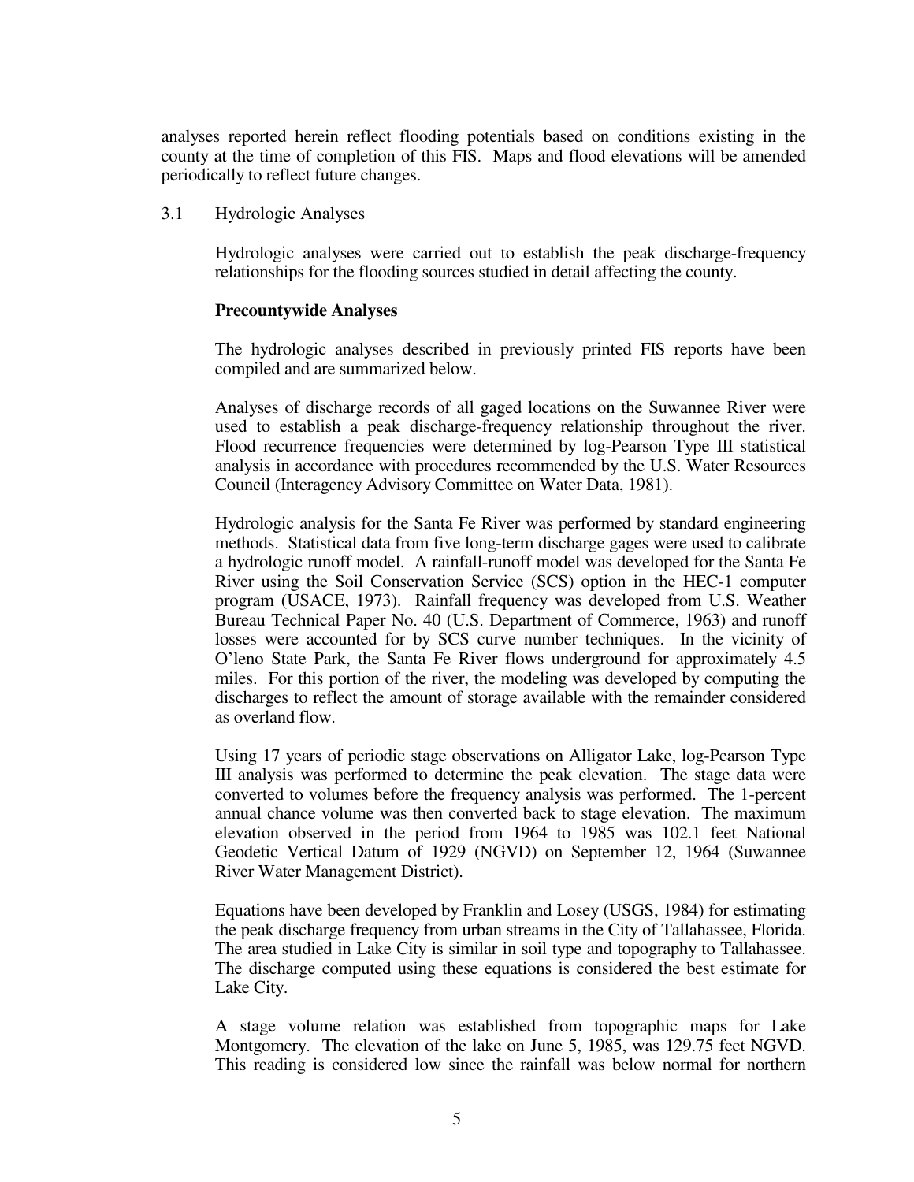analyses reported herein reflect flooding potentials based on conditions existing in the county at the time of completion of this FIS. Maps and flood elevations will be amended periodically to reflect future changes.

## 3.1 Hydrologic Analyses

Hydrologic analyses were carried out to establish the peak discharge-frequency relationships for the flooding sources studied in detail affecting the county.

**Precountywide Analyses**

The hydrologic analyses described in previously printed FIS reports have been compiled and are summarized below.

Analyses of discharge records of all gaged locations on the Suwannee River were used to establish a peak discharge-frequency relationship throughout the river. Flood recurrence frequencies were determined by log-Pearson Type III statistical analysis in accordance with procedures recommended by the U.S. Water Resources Council (Interagency Advisory Committee on Water Data, 1981).

Hydrologic analysis for the Santa Fe River was performed by standard engineering methods. Statistical data from five long-term discharge gages were used to calibrate a hydrologic runoff model. A rainfall-runoff model was developed for the Santa Fe River using the Soil Conservation Service (SCS) option in the HEC-1 computer program (USACE, 1973). Rainfall frequency was developed from U.S. Weather Bureau Technical Paper No. 40 (U.S. Department of Commerce, 1963) and runoff losses were accounted for by SCS curve number techniques. In the vicinity of O'leno State Park, the Santa Fe River flows underground for approximately 4.5 miles. For this portion of the river, the modeling was developed by computing the discharges to reflect the amount of storage available with the remainder considered as overland flow.

Using 17 years of periodic stage observations on Alligator Lake, log-Pearson Type III analysis was performed to determine the peak elevation. The stage data were converted to volumes before the frequency analysis was performed. The 1-percent annual chance volume was then converted back to stage elevation. The maximum elevation observed in the period from 1964 to 1985 was 102.1 feet National Geodetic Vertical Datum of 1929 (NGVD) on September 12, 1964 (Suwannee River Water Management District).

Equations have been developed by Franklin and Losey (USGS, 1984) for estimating the peak discharge frequency from urban streams in the City of Tallahassee, Florida. The area studied in Lake City is similar in soil type and topography to Tallahassee. The discharge computed using these equations is considered the best estimate for Lake City.

A stage volume relation was established from topographic maps for Lake Montgomery. The elevation of the lake on June 5, 1985, was 129.75 feet NGVD. This reading is considered low since the rainfall was below normal for northern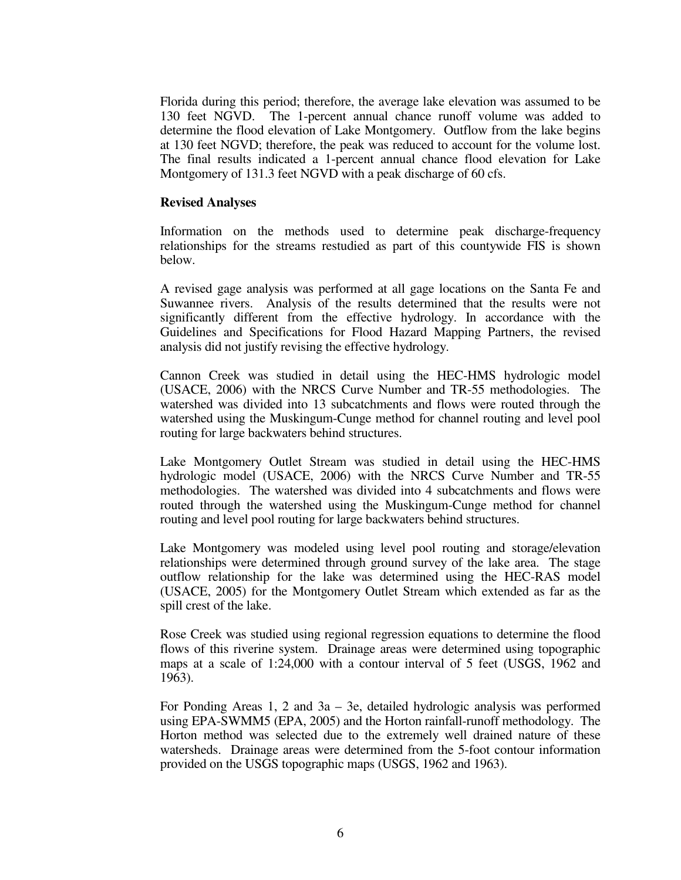Florida during this period; therefore, the average lake elevation was assumed to be 130 feet NGVD. The 1-percent annual chance runoff volume was added to determine the flood elevation of Lake Montgomery. Outflow from the lake begins at 130 feet NGVD; therefore, the peak was reduced to account for the volume lost. The final results indicated a 1-percent annual chance flood elevation for Lake Montgomery of 131.3 feet NGVD with a peak discharge of 60 cfs.

**Revised Analyses**

Information on the methods used to determine peak discharge-frequency relationships for the streams restudied as part of this countywide FIS is shown below.

A revised gage analysis was performed at all gage locations on the Santa Fe and Suwannee rivers. Analysis of the results determined that the results were not significantly different from the effective hydrology. In accordance with the Guidelines and Specifications for Flood Hazard Mapping Partners, the revised analysis did not justify revising the effective hydrology.

Cannon Creek was studied in detail using the HEC-HMS hydrologic model (USACE, 2006) with the NRCS Curve Number and TR-55 methodologies. The watershed was divided into 13 subcatchments and flows were routed through the watershed using the Muskingum-Cunge method for channel routing and level pool routing for large backwaters behind structures.

Lake Montgomery Outlet Stream was studied in detail using the HEC-HMS hydrologic model (USACE, 2006) with the NRCS Curve Number and TR-55 methodologies. The watershed was divided into 4 subcatchments and flows were routed through the watershed using the Muskingum-Cunge method for channel routing and level pool routing for large backwaters behind structures.

Lake Montgomery was modeled using level pool routing and storage/elevation relationships were determined through ground survey of the lake area. The stage outflow relationship for the lake was determined using the HEC-RAS model (USACE, 2005) for the Montgomery Outlet Stream which extended as far as the spill crest of the lake.

Rose Creek was studied using regional regression equations to determine the flood flows of this riverine system. Drainage areas were determined using topographic maps at a scale of 1:24,000 with a contour interval of 5 feet (USGS, 1962 and 1963).

For Ponding Areas 1, 2 and 3a – 3e, detailed hydrologic analysis was performed using EPA-SWMM5 (EPA, 2005) and the Horton rainfall-runoff methodology. The Horton method was selected due to the extremely well drained nature of these watersheds. Drainage areas were determined from the 5-foot contour information provided on the USGS topographic maps (USGS, 1962 and 1963).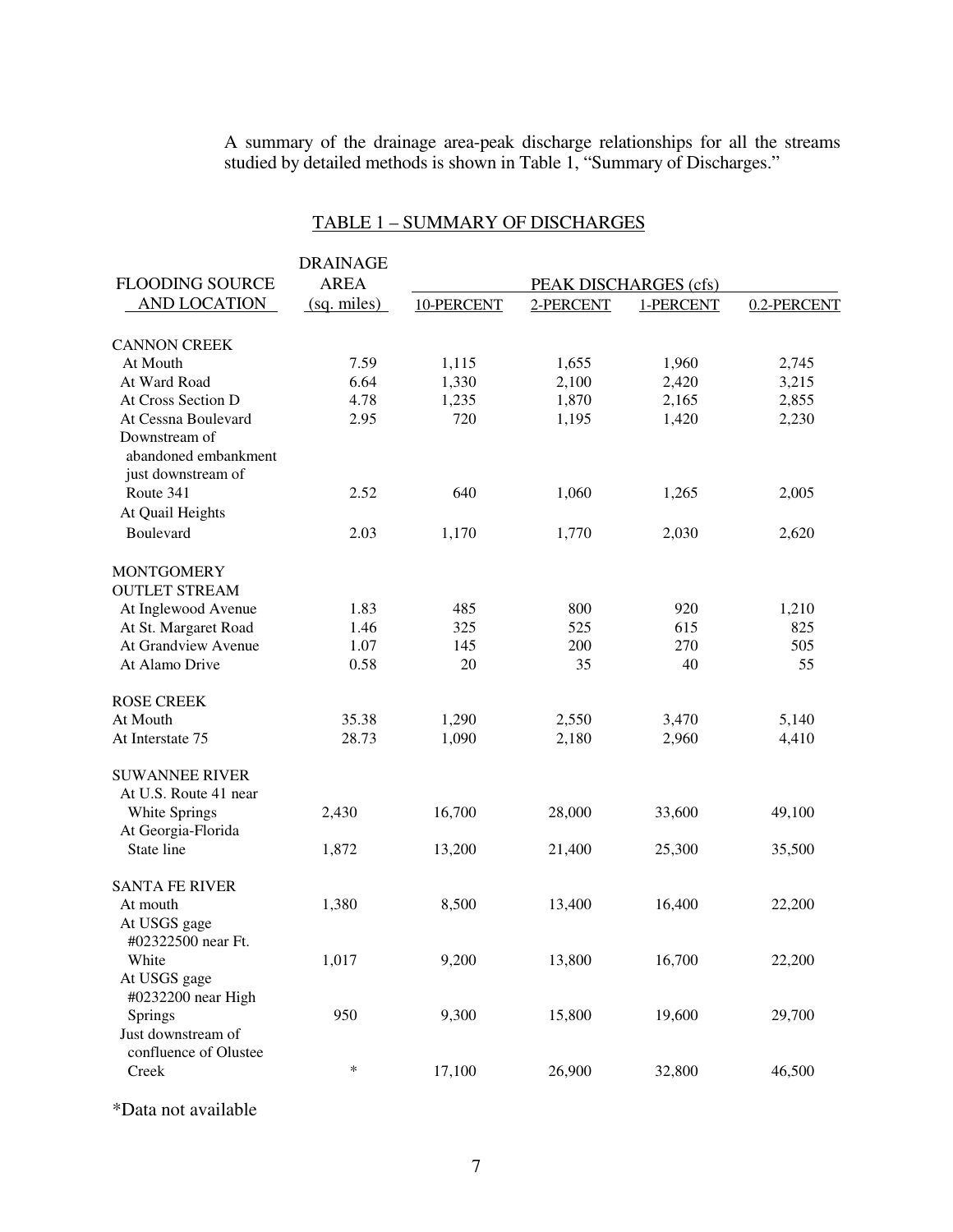A summary of the drainage area-peak discharge relationships for all the streams studied by detailed methods is shown in Table 1, "Summary of Discharges."

TABLE 1 – SUMMARY OF DISCHARGES

| FLOODING SOURCE AND LOCATION | DRAINAGE AREA (sq. miles) | PEAK DISCHARGES (cfs) | | | |
|---|---|---|---|---|---|
| | | 10-PERCENT | 2-PERCENT | 1-PERCENT | 0.2-PERCENT |
| CANNON CREEK | | | | | |
| At Mouth | 7.59 | 1,115 | 1,655 | 1,960 | 2,745 |
| At Ward Road | 6.64 | 1,330 | 2,100 | 2,420 | 3,215 |
| At Cross Section D | 4.78 | 1,235 | 1,870 | 2,165 | 2,855 |
| At Cessna Boulevard | 2.95 | 720 | 1,195 | 1,420 | 2,230 |
| Downstream of abandoned embankment just downstream of Route 341 | 2.52 | 640 | 1,060 | 1,265 | 2,005 |
| At Quail Heights Boulevard | 2.03 | 1,170 | 1,770 | 2,030 | 2,620 |
| MONTGOMERY OUTLET STREAM | | | | | |
| At Inglewood Avenue | 1.83 | 485 | 800 | 920 | 1,210 |
| At St. Margaret Road | 1.46 | 325 | 525 | 615 | 825 |
| At Grandview Avenue | 1.07 | 145 | 200 | 270 | 505 |
| At Alamo Drive | 0.58 | 20 | 35 | 40 | 55 |
| ROSE CREEK | | | | | |
| At Mouth | 35.38 | 1,290 | 2,550 | 3,470 | 5,140 |
| At Interstate 75 | 28.73 | 1,090 | 2,180 | 2,960 | 4,410 |
| SUWANNEE RIVER | | | | | |
| At U.S. Route 41 near White Springs | 2,430 | 16,700 | 28,000 | 33,600 | 49,100 |
| At Georgia-Florida State line | 1,872 | 13,200 | 21,400 | 25,300 | 35,500 |
| SANTA FE RIVER | | | | | |
| At mouth | 1,380 | 8,500 | 13,400 | 16,400 | 22,200 |
| At USGS gage #02322500 near Ft. White | 1,017 | 9,200 | 13,800 | 16,700 | 22,200 |
| At USGS gage #0232200 near High Springs | 950 | 9,300 | 15,800 | 19,600 | 29,700 |
| Just downstream of confluence of Olustee Creek | * | 17,100 | 26,900 | 32,800 | 46,500 |

*Data not available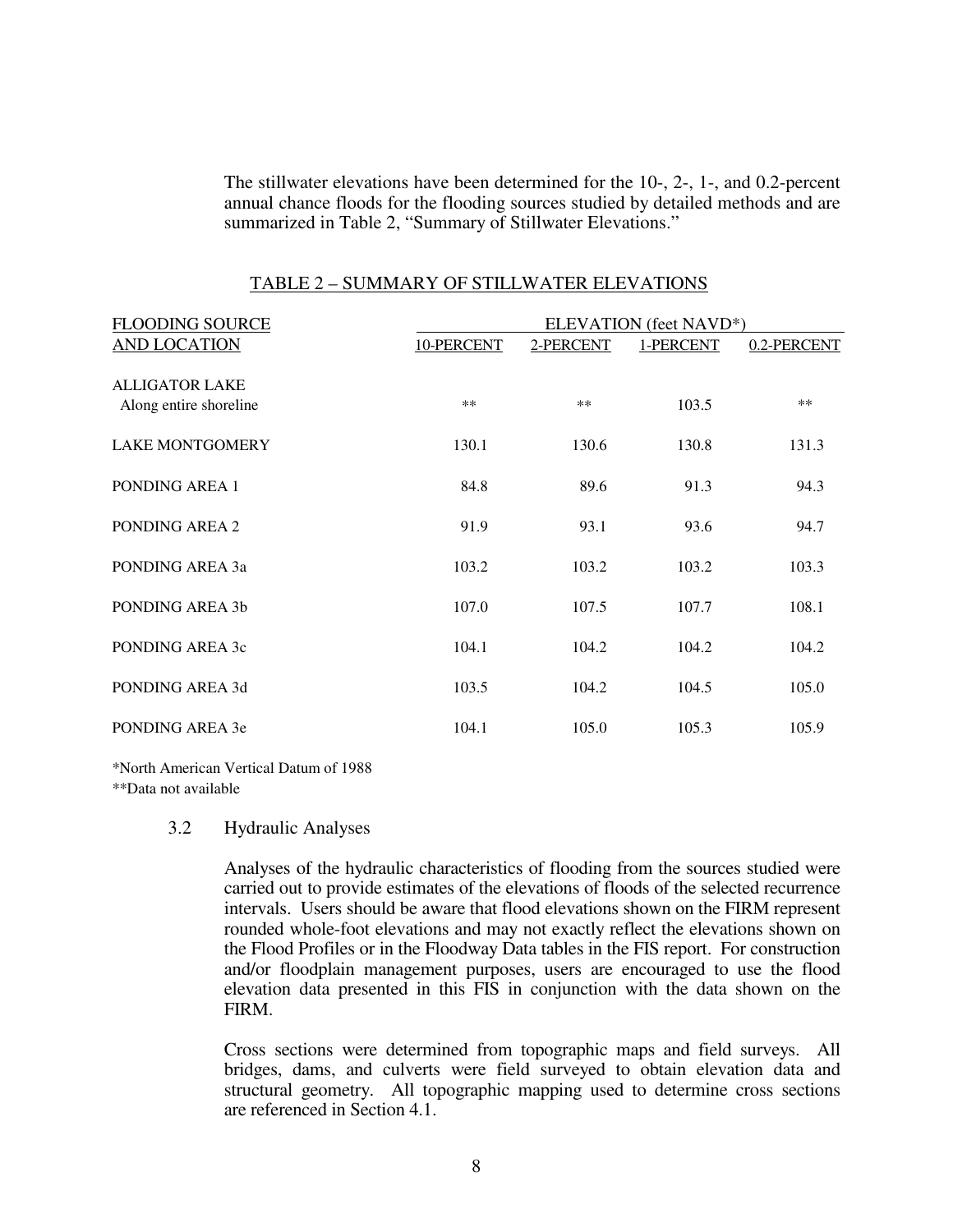The stillwater elevations have been determined for the 10-, 2-, 1-, and 0.2-percent annual chance floods for the flooding sources studied by detailed methods and are summarized in Table 2, "Summary of Stillwater Elevations."

TABLE 2 – SUMMARY OF STILLWATER ELEVATIONS

| FLOODING SOURCE AND LOCATION | ELEVATION (feet NAVD*) | | | |
|---|---|---|---|---|
| | 10-PERCENT | 2-PERCENT | 1-PERCENT | 0.2-PERCENT |
| ALLIGATOR LAKE<br>Along entire shoreline | ** | ** | 103.5 | ** |
| LAKE MONTGOMERY | 130.1 | 130.6 | 130.8 | 131.3 |
| PONDING AREA 1 | 84.8 | 89.6 | 91.3 | 94.3 |
| PONDING AREA 2 | 91.9 | 93.1 | 93.6 | 94.7 |
| PONDING AREA 3a | 103.2 | 103.2 | 103.2 | 103.3 |
| PONDING AREA 3b | 107.0 | 107.5 | 107.7 | 108.1 |
| PONDING AREA 3c | 104.1 | 104.2 | 104.2 | 104.2 |
| PONDING AREA 3d | 103.5 | 104.2 | 104.5 | 105.0 |
| PONDING AREA 3e | 104.1 | 105.0 | 105.3 | 105.9 |

*North American Vertical Datum of 1988

**Data not available

### 3.2 Hydraulic Analyses

Analyses of the hydraulic characteristics of flooding from the sources studied were carried out to provide estimates of the elevations of floods of the selected recurrence intervals. Users should be aware that flood elevations shown on the FIRM represent rounded whole-foot elevations and may not exactly reflect the elevations shown on the Flood Profiles or in the Floodway Data tables in the FIS report. For construction and/or floodplain management purposes, users are encouraged to use the flood elevation data presented in this FIS in conjunction with the data shown on the FIRM.

Cross sections were determined from topographic maps and field surveys. All bridges, dams, and culverts were field surveyed to obtain elevation data and structural geometry. All topographic mapping used to determine cross sections are referenced in Section 4.1.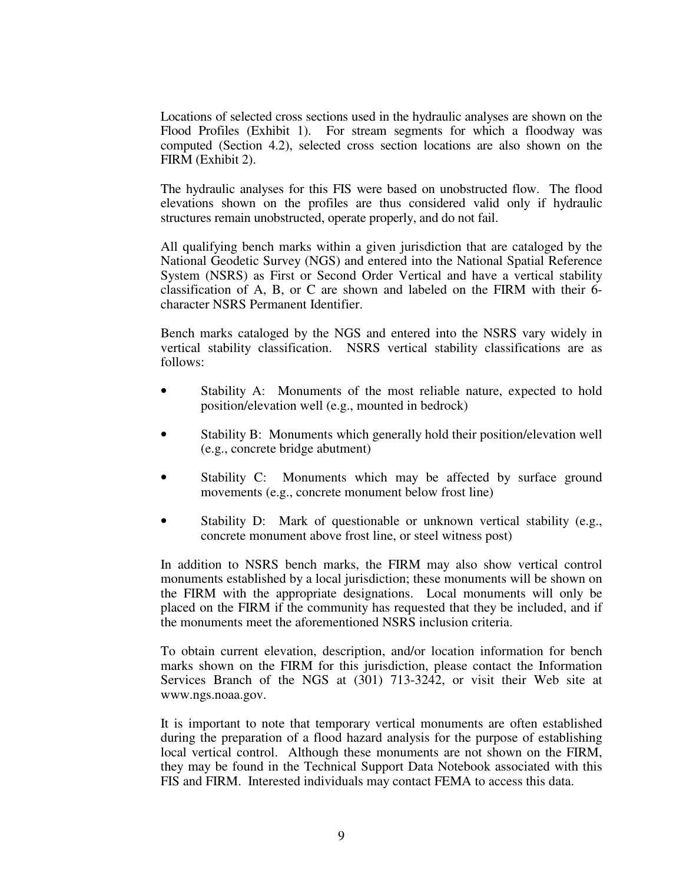Locations of selected cross sections used in the hydraulic analyses are shown on the Flood Profiles (Exhibit 1). For stream segments for which a floodway was computed (Section 4.2), selected cross section locations are also shown on the FIRM (Exhibit 2).

The hydraulic analyses for this FIS were based on unobstructed flow. The flood elevations shown on the profiles are thus considered valid only if hydraulic structures remain unobstructed, operate properly, and do not fail.

All qualifying bench marks within a given jurisdiction that are cataloged by the National Geodetic Survey (NGS) and entered into the National Spatial Reference System (NSRS) as First or Second Order Vertical and have a vertical stability classification of A, B, or C are shown and labeled on the FIRM with their 6-character NSRS Permanent Identifier.

Bench marks cataloged by the NGS and entered into the NSRS vary widely in vertical stability classification. NSRS vertical stability classifications are as follows:

- Stability A: Monuments of the most reliable nature, expected to hold position/elevation well (e.g., mounted in bedrock)
- Stability B: Monuments which generally hold their position/elevation well (e.g., concrete bridge abutment)
- Stability C: Monuments which may be affected by surface ground movements (e.g., concrete monument below frost line)
- Stability D: Mark of questionable or unknown vertical stability (e.g., concrete monument above frost line, or steel witness post)

In addition to NSRS bench marks, the FIRM may also show vertical control monuments established by a local jurisdiction; these monuments will be shown on the FIRM with the appropriate designations. Local monuments will only be placed on the FIRM if the community has requested that they be included, and if the monuments meet the aforementioned NSRS inclusion criteria.

To obtain current elevation, description, and/or location information for bench marks shown on the FIRM for this jurisdiction, please contact the Information Services Branch of the NGS at (301) 713-3242, or visit their Web site at www.ngs.noaa.gov.

It is important to note that temporary vertical monuments are often established during the preparation of a flood hazard analysis for the purpose of establishing local vertical control. Although these monuments are not shown on the FIRM, they may be found in the Technical Support Data Notebook associated with this FIS and FIRM. Interested individuals may contact FEMA to access this data.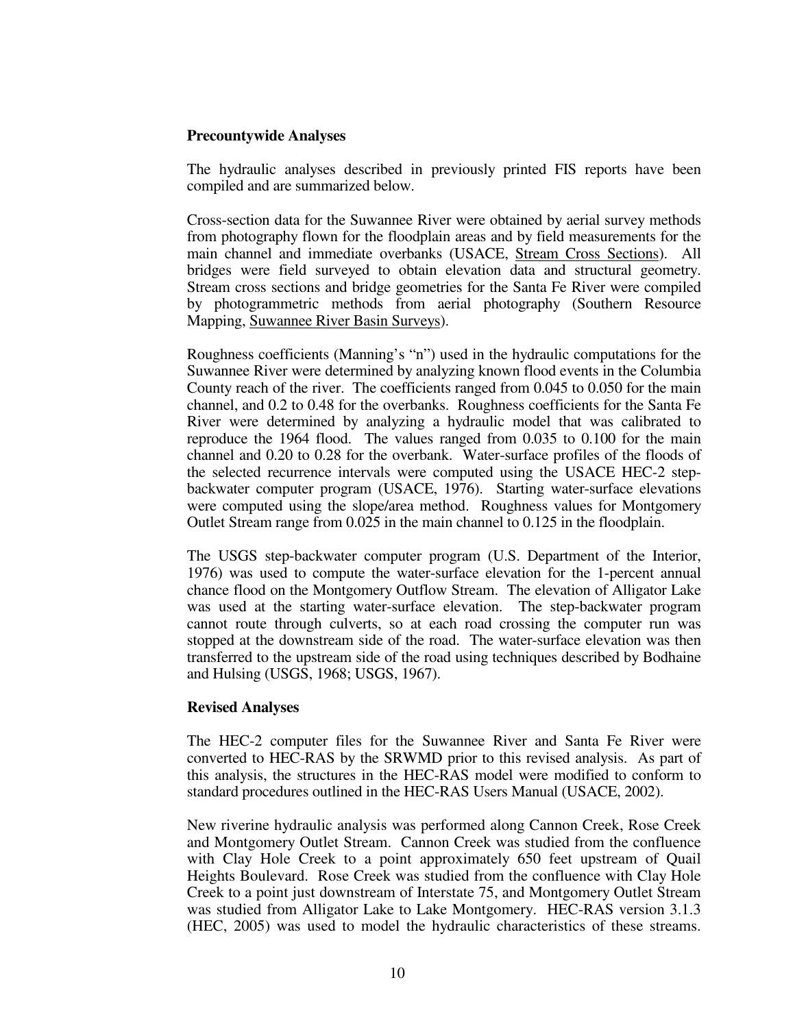**Precountywide Analyses**

The hydraulic analyses described in previously printed FIS reports have been compiled and are summarized below.

Cross-section data for the Suwannee River were obtained by aerial survey methods from photography flown for the floodplain areas and by field measurements for the main channel and immediate overbanks (USACE, Stream Cross Sections). All bridges were field surveyed to obtain elevation data and structural geometry. Stream cross sections and bridge geometries for the Santa Fe River were compiled by photogrammetric methods from aerial photography (Southern Resource Mapping, Suwannee River Basin Surveys).

Roughness coefficients (Manning's "n") used in the hydraulic computations for the Suwannee River were determined by analyzing known flood events in the Columbia County reach of the river. The coefficients ranged from 0.045 to 0.050 for the main channel, and 0.2 to 0.48 for the overbanks. Roughness coefficients for the Santa Fe River were determined by analyzing a hydraulic model that was calibrated to reproduce the 1964 flood. The values ranged from 0.035 to 0.100 for the main channel and 0.20 to 0.28 for the overbank. Water-surface profiles of the floods of the selected recurrence intervals were computed using the USACE HEC-2 step-backwater computer program (USACE, 1976). Starting water-surface elevations were computed using the slope/area method. Roughness values for Montgomery Outlet Stream range from 0.025 in the main channel to 0.125 in the floodplain.

The USGS step-backwater computer program (U.S. Department of the Interior, 1976) was used to compute the water-surface elevation for the 1-percent annual chance flood on the Montgomery Outflow Stream. The elevation of Alligator Lake was used at the starting water-surface elevation. The step-backwater program cannot route through culverts, so at each road crossing the computer run was stopped at the downstream side of the road. The water-surface elevation was then transferred to the upstream side of the road using techniques described by Bodhaine and Hulsing (USGS, 1968; USGS, 1967).

**Revised Analyses**

The HEC-2 computer files for the Suwannee River and Santa Fe River were converted to HEC-RAS by the SRWMD prior to this revised analysis. As part of this analysis, the structures in the HEC-RAS model were modified to conform to standard procedures outlined in the HEC-RAS Users Manual (USACE, 2002).

New riverine hydraulic analysis was performed along Cannon Creek, Rose Creek and Montgomery Outlet Stream. Cannon Creek was studied from the confluence with Clay Hole Creek to a point approximately 650 feet upstream of Quail Heights Boulevard. Rose Creek was studied from the confluence with Clay Hole Creek to a point just downstream of Interstate 75, and Montgomery Outlet Stream was studied from Alligator Lake to Lake Montgomery. HEC-RAS version 3.1.3 (HEC, 2005) was used to model the hydraulic characteristics of these streams.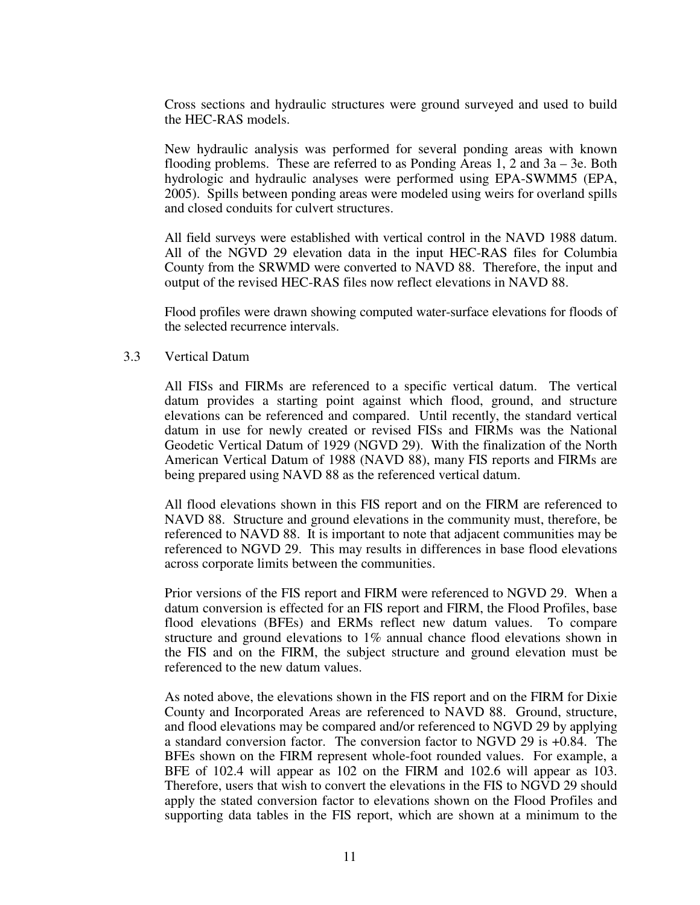Cross sections and hydraulic structures were ground surveyed and used to build the HEC-RAS models.

New hydraulic analysis was performed for several ponding areas with known flooding problems. These are referred to as Ponding Areas 1, 2 and 3a – 3e. Both hydrologic and hydraulic analyses were performed using EPA-SWMM5 (EPA, 2005). Spills between ponding areas were modeled using weirs for overland spills and closed conduits for culvert structures.

All field surveys were established with vertical control in the NAVD 1988 datum. All of the NGVD 29 elevation data in the input HEC-RAS files for Columbia County from the SRWMD were converted to NAVD 88. Therefore, the input and output of the revised HEC-RAS files now reflect elevations in NAVD 88.

Flood profiles were drawn showing computed water-surface elevations for floods of the selected recurrence intervals.

## 3.3 Vertical Datum

All FISs and FIRMs are referenced to a specific vertical datum. The vertical datum provides a starting point against which flood, ground, and structure elevations can be referenced and compared. Until recently, the standard vertical datum in use for newly created or revised FISs and FIRMs was the National Geodetic Vertical Datum of 1929 (NGVD 29). With the finalization of the North American Vertical Datum of 1988 (NAVD 88), many FIS reports and FIRMs are being prepared using NAVD 88 as the referenced vertical datum.

All flood elevations shown in this FIS report and on the FIRM are referenced to NAVD 88. Structure and ground elevations in the community must, therefore, be referenced to NAVD 88. It is important to note that adjacent communities may be referenced to NGVD 29. This may results in differences in base flood elevations across corporate limits between the communities.

Prior versions of the FIS report and FIRM were referenced to NGVD 29. When a datum conversion is effected for an FIS report and FIRM, the Flood Profiles, base flood elevations (BFEs) and ERMs reflect new datum values. To compare structure and ground elevations to 1% annual chance flood elevations shown in the FIS and on the FIRM, the subject structure and ground elevation must be referenced to the new datum values.

As noted above, the elevations shown in the FIS report and on the FIRM for Dixie County and Incorporated Areas are referenced to NAVD 88. Ground, structure, and flood elevations may be compared and/or referenced to NGVD 29 by applying a standard conversion factor. The conversion factor to NGVD 29 is +0.84. The BFEs shown on the FIRM represent whole-foot rounded values. For example, a BFE of 102.4 will appear as 102 on the FIRM and 102.6 will appear as 103. Therefore, users that wish to convert the elevations in the FIS to NGVD 29 should apply the stated conversion factor to elevations shown on the Flood Profiles and supporting data tables in the FIS report, which are shown at a minimum to the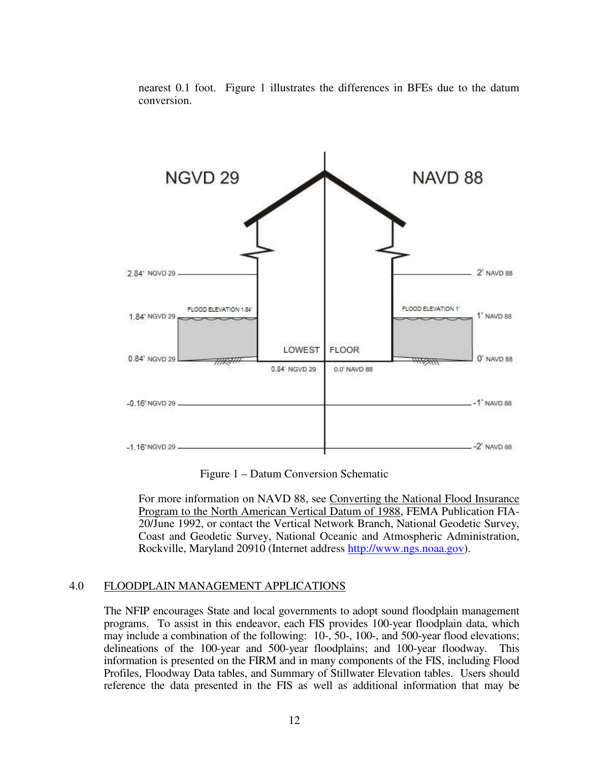nearest 0.1 foot. Figure 1 illustrates the differences in BFEs due to the datum conversion.

Figure 1 – Datum Conversion Schematic

For more information on NAVD 88, see Converting the National Flood Insurance Program to the North American Vertical Datum of 1988, FEMA Publication FIA-20/June 1992, or contact the Vertical Network Branch, National Geodetic Survey, Coast and Geodetic Survey, National Oceanic and Atmospheric Administration, Rockville, Maryland 20910 (Internet address http://www.ngs.noaa.gov).

## 4.0 FLOODPLAIN MANAGEMENT APPLICATIONS

The NFIP encourages State and local governments to adopt sound floodplain management programs. To assist in this endeavor, each FIS provides 100-year floodplain data, which may include a combination of the following: 10-, 50-, 100-, and 500-year flood elevations; delineations of the 100-year and 500-year floodplains; and 100-year floodway. This information is presented on the FIRM and in many components of the FIS, including Flood Profiles, Floodway Data tables, and Summary of Stillwater Elevation tables. Users should reference the data presented in the FIS as well as additional information that may be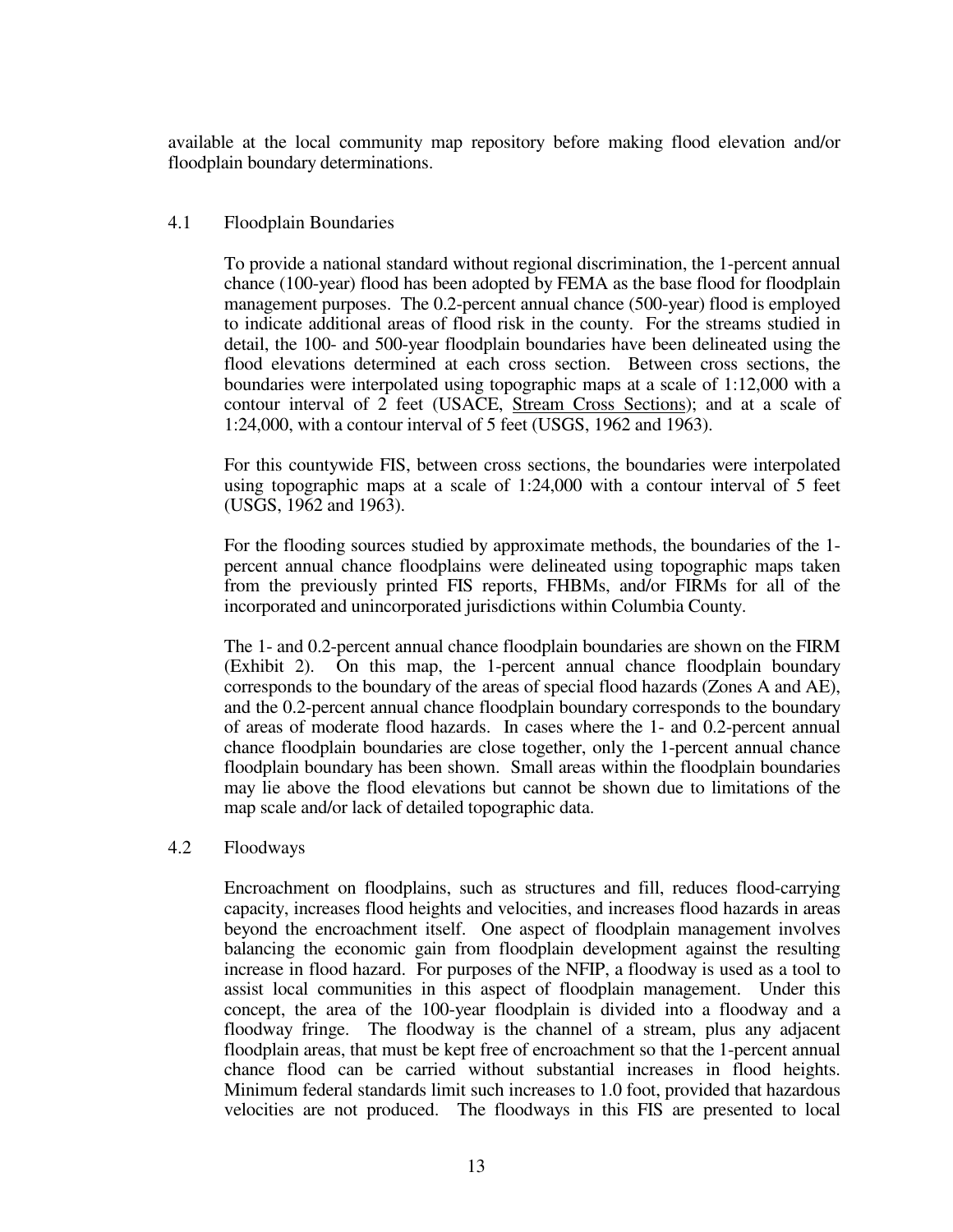available at the local community map repository before making flood elevation and/or floodplain boundary determinations.

## 4.1 Floodplain Boundaries

To provide a national standard without regional discrimination, the 1-percent annual chance (100-year) flood has been adopted by FEMA as the base flood for floodplain management purposes. The 0.2-percent annual chance (500-year) flood is employed to indicate additional areas of flood risk in the county. For the streams studied in detail, the 100- and 500-year floodplain boundaries have been delineated using the flood elevations determined at each cross section. Between cross sections, the boundaries were interpolated using topographic maps at a scale of 1:12,000 with a contour interval of 2 feet (USACE, Stream Cross Sections); and at a scale of 1:24,000, with a contour interval of 5 feet (USGS, 1962 and 1963).

For this countywide FIS, between cross sections, the boundaries were interpolated using topographic maps at a scale of 1:24,000 with a contour interval of 5 feet (USGS, 1962 and 1963).

For the flooding sources studied by approximate methods, the boundaries of the 1-percent annual chance floodplains were delineated using topographic maps taken from the previously printed FIS reports, FHBMs, and/or FIRMs for all of the incorporated and unincorporated jurisdictions within Columbia County.

The 1- and 0.2-percent annual chance floodplain boundaries are shown on the FIRM (Exhibit 2). On this map, the 1-percent annual chance floodplain boundary corresponds to the boundary of the areas of special flood hazards (Zones A and AE), and the 0.2-percent annual chance floodplain boundary corresponds to the boundary of areas of moderate flood hazards. In cases where the 1- and 0.2-percent annual chance floodplain boundaries are close together, only the 1-percent annual chance floodplain boundary has been shown. Small areas within the floodplain boundaries may lie above the flood elevations but cannot be shown due to limitations of the map scale and/or lack of detailed topographic data.

## 4.2 Floodways

Encroachment on floodplains, such as structures and fill, reduces flood-carrying capacity, increases flood heights and velocities, and increases flood hazards in areas beyond the encroachment itself. One aspect of floodplain management involves balancing the economic gain from floodplain development against the resulting increase in flood hazard. For purposes of the NFIP, a floodway is used as a tool to assist local communities in this aspect of floodplain management. Under this concept, the area of the 100-year floodplain is divided into a floodway and a floodway fringe. The floodway is the channel of a stream, plus any adjacent floodplain areas, that must be kept free of encroachment so that the 1-percent annual chance flood can be carried without substantial increases in flood heights. Minimum federal standards limit such increases to 1.0 foot, provided that hazardous velocities are not produced. The floodways in this FIS are presented to local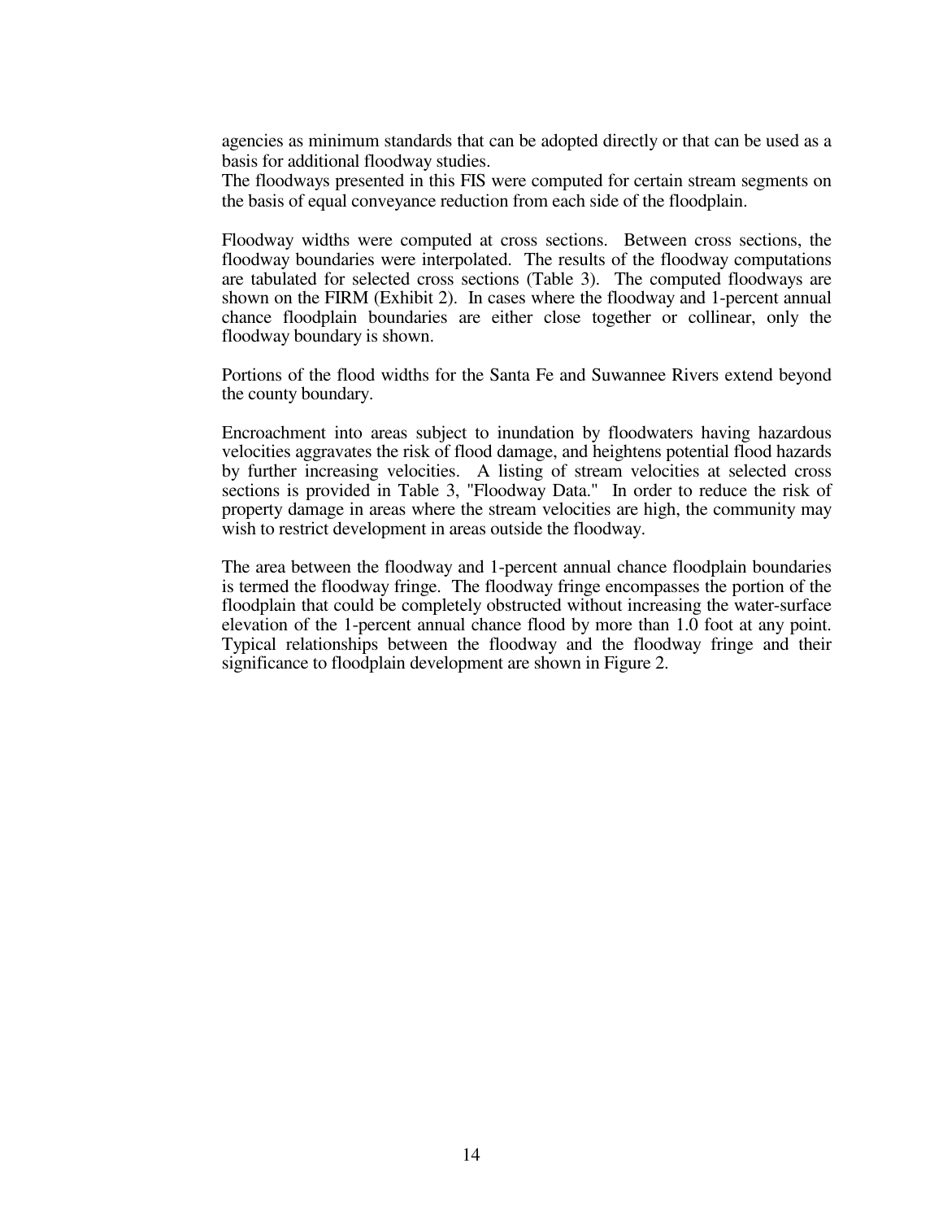agencies as minimum standards that can be adopted directly or that can be used as a basis for additional floodway studies.
The floodways presented in this FIS were computed for certain stream segments on the basis of equal conveyance reduction from each side of the floodplain.

Floodway widths were computed at cross sections. Between cross sections, the floodway boundaries were interpolated. The results of the floodway computations are tabulated for selected cross sections (Table 3). The computed floodways are shown on the FIRM (Exhibit 2). In cases where the floodway and 1-percent annual chance floodplain boundaries are either close together or collinear, only the floodway boundary is shown.

Portions of the flood widths for the Santa Fe and Suwannee Rivers extend beyond the county boundary.

Encroachment into areas subject to inundation by floodwaters having hazardous velocities aggravates the risk of flood damage, and heightens potential flood hazards by further increasing velocities. A listing of stream velocities at selected cross sections is provided in Table 3, "Floodway Data." In order to reduce the risk of property damage in areas where the stream velocities are high, the community may wish to restrict development in areas outside the floodway.

The area between the floodway and 1-percent annual chance floodplain boundaries is termed the floodway fringe. The floodway fringe encompasses the portion of the floodplain that could be completely obstructed without increasing the water-surface elevation of the 1-percent annual chance flood by more than 1.0 foot at any point. Typical relationships between the floodway and the floodway fringe and their significance to floodplain development are shown in Figure 2.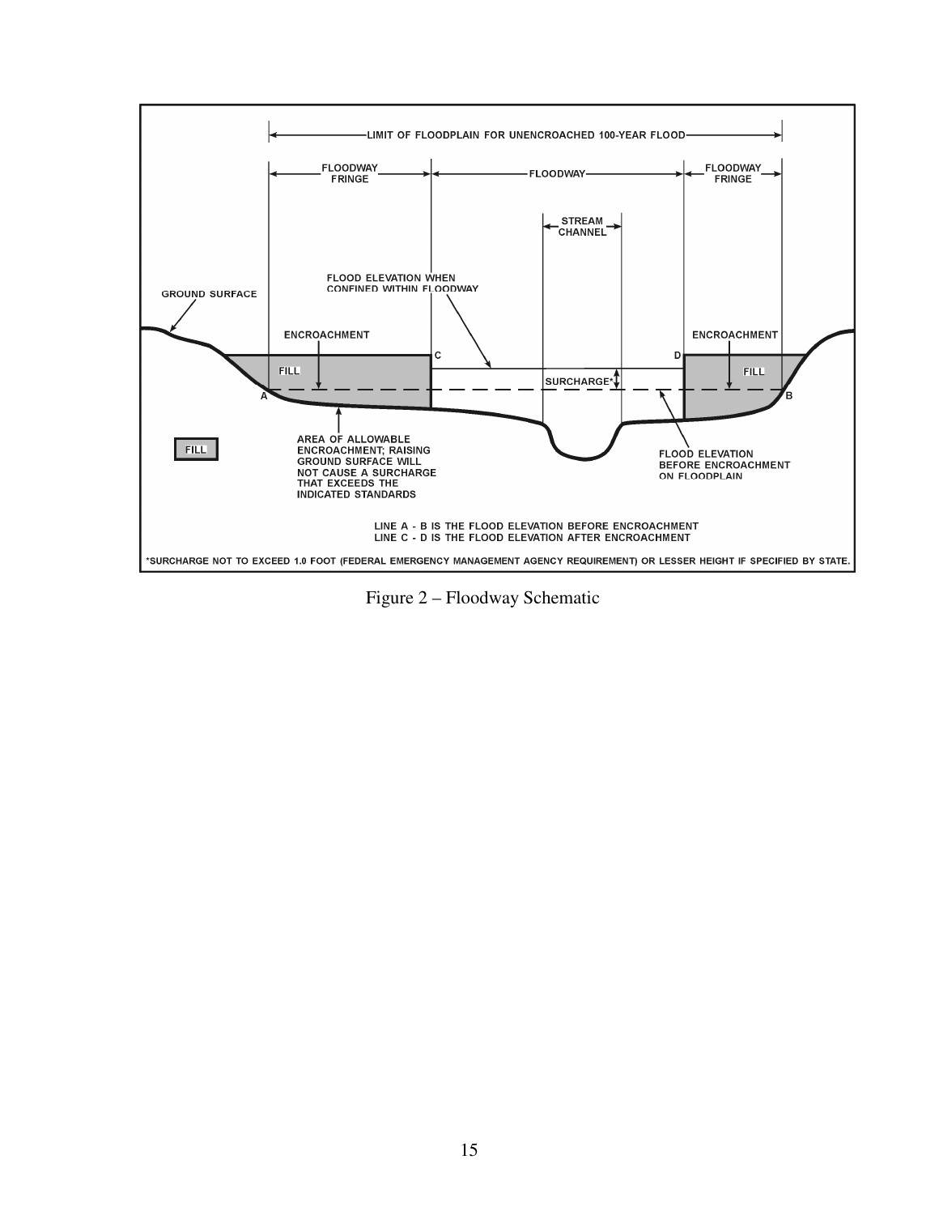Figure 2 – Floodway Schematic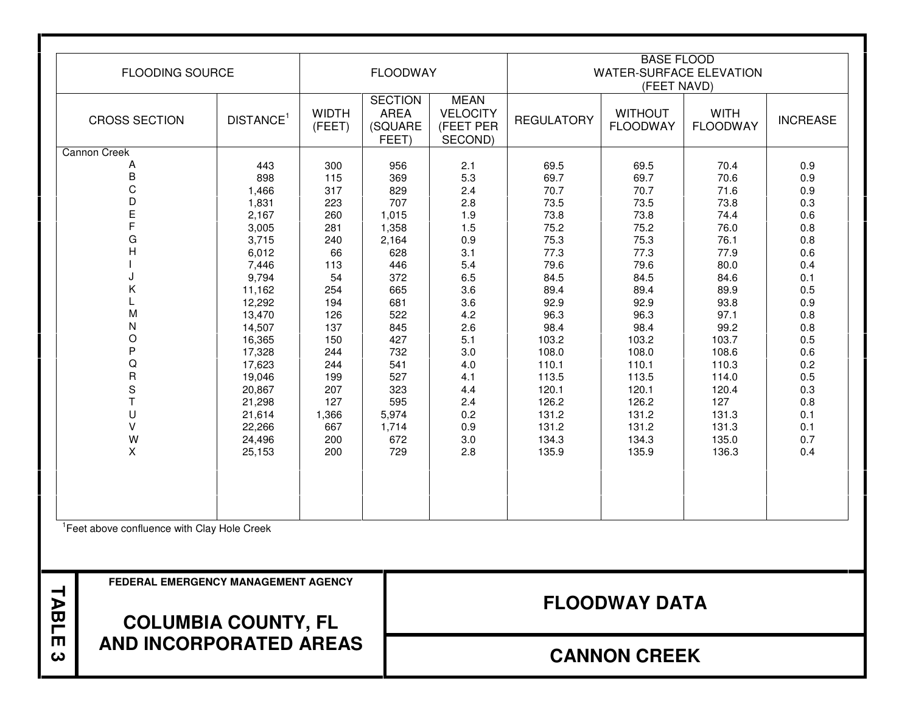| FLOODING SOURCE | | FLOODWAY | | | BASE FLOOD WATER-SURFACE ELEVATION (FEET NAVD) | | | |
|---|---|---|---|---|---|---|---|---|
| CROSS SECTION | DISTANCE[1] | WIDTH (FEET) | SECTION AREA (SQUARE FEET) | MEAN VELOCITY (FEET PER SECOND) | REGULATORY | WITHOUT FLOODWAY | WITH FLOODWAY | INCREASE |
| Cannon Creek | | | | | | | | |
| A | 443 | 300 | 956 | 2.1 | 69.5 | 69.5 | 70.4 | 0.9 |
| B | 898 | 115 | 369 | 5.3 | 69.7 | 69.7 | 70.6 | 0.9 |
| C | 1,466 | 317 | 829 | 2.4 | 70.7 | 70.7 | 71.6 | 0.9 |
| D | 1,831 | 223 | 707 | 2.8 | 73.5 | 73.5 | 73.8 | 0.3 |
| E | 2,167 | 260 | 1,015 | 1.9 | 73.8 | 73.8 | 74.4 | 0.6 |
| F | 3,005 | 281 | 1,358 | 1.5 | 75.2 | 75.2 | 76.0 | 0.8 |
| G | 3,715 | 240 | 2,164 | 0.9 | 75.3 | 75.3 | 76.1 | 0.8 |
| H | 6,012 | 66 | 628 | 3.1 | 77.3 | 77.3 | 77.9 | 0.6 |
| I | 7,446 | 113 | 446 | 5.4 | 79.6 | 79.6 | 80.0 | 0.4 |
| J | 9,794 | 54 | 372 | 6.5 | 84.5 | 84.5 | 84.6 | 0.1 |
| K | 11,162 | 254 | 665 | 3.6 | 89.4 | 89.4 | 89.9 | 0.5 |
| L | 12,292 | 194 | 681 | 3.6 | 92.9 | 92.9 | 93.8 | 0.9 |
| M | 13,470 | 126 | 522 | 4.2 | 96.3 | 96.3 | 97.1 | 0.8 |
| N | 14,507 | 137 | 845 | 2.6 | 98.4 | 98.4 | 99.2 | 0.8 |
| O | 16,365 | 150 | 427 | 5.1 | 103.2 | 103.2 | 103.7 | 0.5 |
| P | 17,328 | 244 | 732 | 3.0 | 108.0 | 108.0 | 108.6 | 0.6 |
| Q | 17,623 | 244 | 541 | 4.0 | 110.1 | 110.1 | 110.3 | 0.2 |
| R | 19,046 | 199 | 527 | 4.1 | 113.5 | 113.5 | 114.0 | 0.5 |
| S | 20,867 | 207 | 323 | 4.4 | 120.1 | 120.1 | 120.4 | 0.3 |
| T | 21,298 | 127 | 595 | 2.4 | 126.2 | 126.2 | 127 | 0.8 |
| U | 21,614 | 1,366 | 5,974 | 0.2 | 131.2 | 131.2 | 131.3 | 0.1 |
| V | 22,266 | 667 | 1,714 | 0.9 | 131.2 | 131.2 | 131.3 | 0.1 |
| W | 24,496 | 200 | 672 | 3.0 | 134.3 | 134.3 | 135.0 | 0.7 |
| X | 25,153 | 200 | 729 | 2.8 | 135.9 | 135.9 | 136.3 | 0.4 |

[1]Feet above confluence with Clay Hole Creek

**TABLE 3**

**FEDERAL EMERGENCY MANAGEMENT AGENCY**

**COLUMBIA COUNTY, FL AND INCORPORATED AREAS**

**FLOODWAY DATA**

**CANNON CREEK**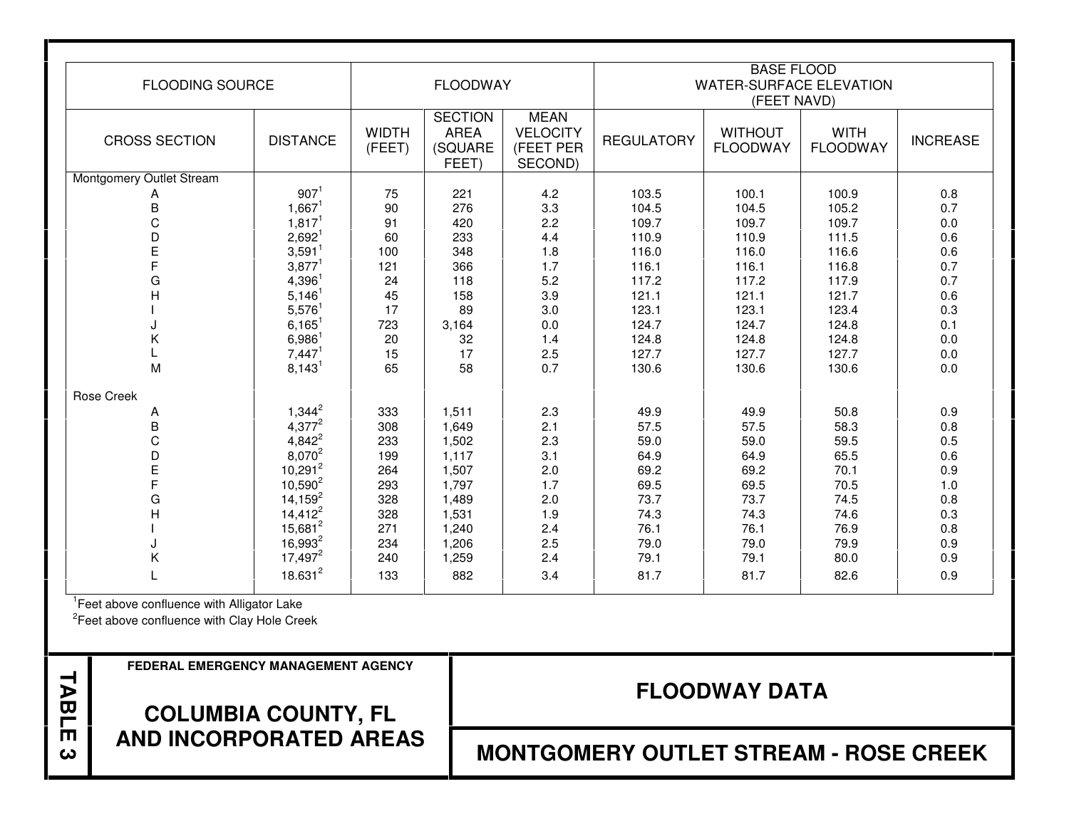| FLOODING SOURCE | | FLOODWAY | | | BASE FLOOD WATER-SURFACE ELEVATION (FEET NAVD) | | | |
|---|---|---|---|---|---|---|---|---|
| CROSS SECTION | DISTANCE | WIDTH (FEET) | SECTION AREA (SQUARE FEET) | MEAN VELOCITY (FEET PER SECOND) | REGULATORY | WITHOUT FLOODWAY | WITH FLOODWAY | INCREASE |
| Montgomery Outlet Stream | | | | | | | | |
| A | 907[1] | 75 | 221 | 4.2 | 103.5 | 100.1 | 100.9 | 0.8 |
| B | 1,667[1] | 90 | 276 | 3.3 | 104.5 | 104.5 | 105.2 | 0.7 |
| C | 1,817[1] | 91 | 420 | 2.2 | 109.7 | 109.7 | 109.7 | 0.0 |
| D | 2,692[1] | 60 | 233 | 4.4 | 110.9 | 110.9 | 111.5 | 0.6 |
| E | 3,591[1] | 100 | 348 | 1.8 | 116.0 | 116.0 | 116.6 | 0.6 |
| F | 3,877[1] | 121 | 366 | 1.7 | 116.1 | 116.1 | 116.8 | 0.7 |
| G | 4,396[1] | 24 | 118 | 5.2 | 117.2 | 117.2 | 117.9 | 0.7 |
| H | 5,146[1] | 45 | 158 | 3.9 | 121.1 | 121.1 | 121.7 | 0.6 |
| I | 5,576[1] | 17 | 89 | 3.0 | 123.1 | 123.1 | 123.4 | 0.3 |
| J | 6,165[1] | 723 | 3,164 | 0.0 | 124.7 | 124.7 | 124.8 | 0.1 |
| K | 6,986[1] | 20 | 32 | 1.4 | 124.8 | 124.8 | 124.8 | 0.0 |
| L | 7,447[1] | 15 | 17 | 2.5 | 127.7 | 127.7 | 127.7 | 0.0 |
| M | 8,143[1] | 65 | 58 | 0.7 | 130.6 | 130.6 | 130.6 | 0.0 |
| Rose Creek | | | | | | | | |
| A | 1,344[2] | 333 | 1,511 | 2.3 | 49.9 | 49.9 | 50.8 | 0.9 |
| B | 4,377[2] | 308 | 1,649 | 2.1 | 57.5 | 57.5 | 58.3 | 0.8 |
| C | 4,842[2] | 233 | 1,502 | 2.3 | 59.0 | 59.0 | 59.5 | 0.5 |
| D | 8,070[2] | 199 | 1,117 | 3.1 | 64.9 | 64.9 | 65.5 | 0.6 |
| E | 10,291[2] | 264 | 1,507 | 2.0 | 69.2 | 69.2 | 70.1 | 0.9 |
| F | 10,590[2] | 293 | 1,797 | 1.7 | 69.5 | 69.5 | 70.5 | 1.0 |
| G | 14,159[2] | 328 | 1,489 | 2.0 | 73.7 | 73.7 | 74.5 | 0.8 |
| H | 14,412[2] | 328 | 1,531 | 1.9 | 74.3 | 74.3 | 74.6 | 0.3 |
| I | 15,681[2] | 271 | 1,240 | 2.4 | 76.1 | 76.1 | 76.9 | 0.8 |
| J | 16,993[2] | 234 | 1,206 | 2.5 | 79.0 | 79.0 | 79.9 | 0.9 |
| K | 17,497[2] | 240 | 1,259 | 2.4 | 79.1 | 79.1 | 80.0 | 0.9 |
| L | 18.631[2] | 133 | 882 | 3.4 | 81.7 | 81.7 | 82.6 | 0.9 |

[1]Feet above confluence with Alligator Lake

[2]Feet above confluence with Clay Hole Creek

**TABLE 3**

**FEDERAL EMERGENCY MANAGEMENT AGENCY**

**COLUMBIA COUNTY, FL AND INCORPORATED AREAS**

**FLOODWAY DATA**

**MONTGOMERY OUTLET STREAM - ROSE CREEK**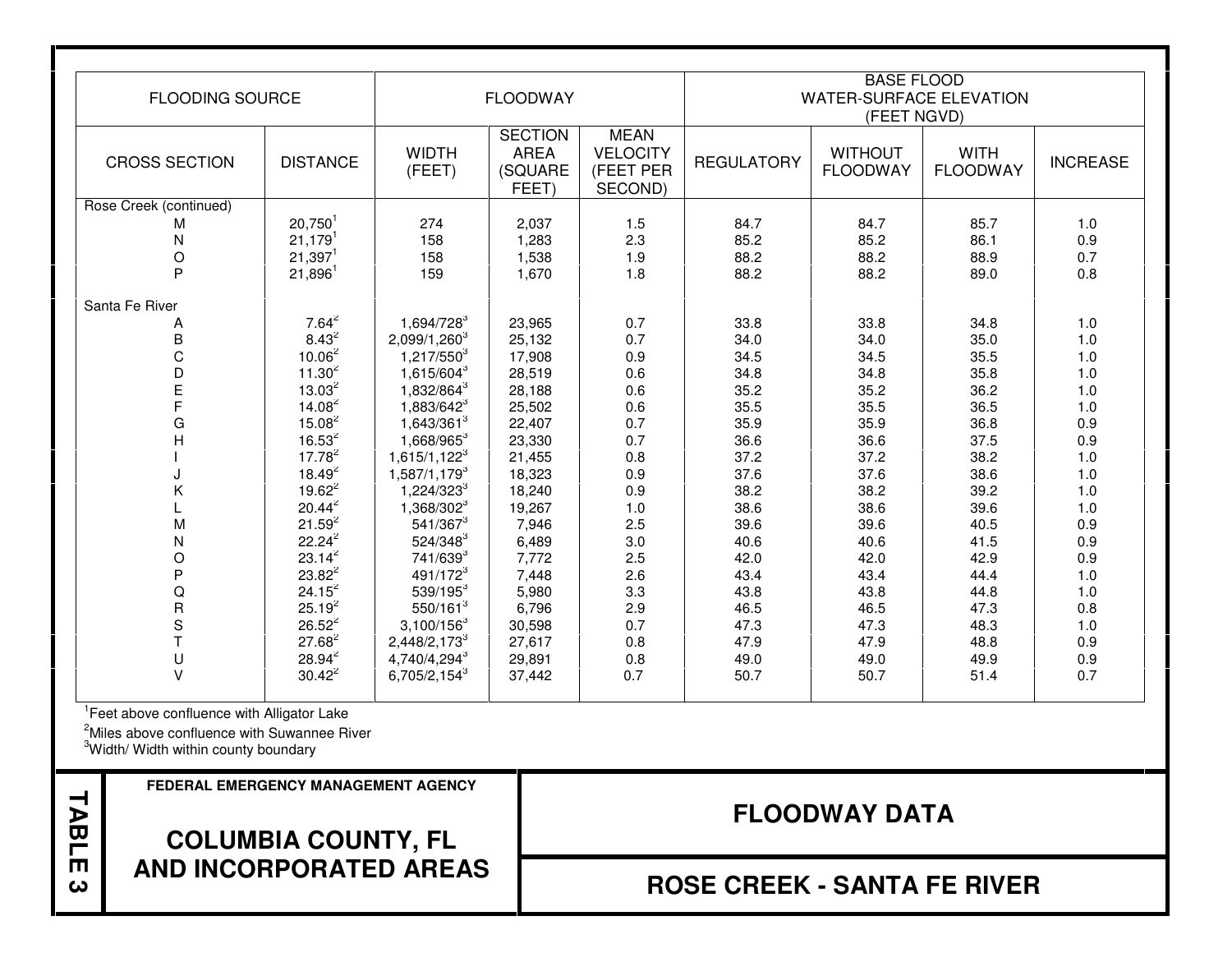| FLOODING SOURCE | | FLOODWAY | | | BASE FLOOD WATER-SURFACE ELEVATION (FEET NGVD) | | | |
|---|---|---|---|---|---|---|---|---|
| CROSS SECTION | DISTANCE | WIDTH (FEET) | SECTION AREA (SQUARE FEET) | MEAN VELOCITY (FEET PER SECOND) | REGULATORY | WITHOUT FLOODWAY | WITH FLOODWAY | INCREASE |
| Rose Creek (continued) | | | | | | | | |
| M | 20,750[1] | 274 | 2,037 | 1.5 | 84.7 | 84.7 | 85.7 | 1.0 |
| N | 21,179[1] | 158 | 1,283 | 2.3 | 85.2 | 85.2 | 86.1 | 0.9 |
| O | 21,397[1] | 158 | 1,538 | 1.9 | 88.2 | 88.2 | 88.9 | 0.7 |
| P | 21,896[1] | 159 | 1,670 | 1.8 | 88.2 | 88.2 | 89.0 | 0.8 |
| Santa Fe River | | | | | | | | |
| A | 7.64[2] | 1,694/728[3] | 23,965 | 0.7 | 33.8 | 33.8 | 34.8 | 1.0 |
| B | 8.43[2] | 2,099/1,260[3] | 25,132 | 0.7 | 34.0 | 34.0 | 35.0 | 1.0 |
| C | 10.06[2] | 1,217/550[3] | 17,908 | 0.9 | 34.5 | 34.5 | 35.5 | 1.0 |
| D | 11.30[2] | 1,615/604[3] | 28,519 | 0.6 | 34.8 | 34.8 | 35.8 | 1.0 |
| E | 13.03[2] | 1,832/864[3] | 28,188 | 0.6 | 35.2 | 35.2 | 36.2 | 1.0 |
| F | 14.08[2] | 1,883/642[3] | 25,502 | 0.6 | 35.5 | 35.5 | 36.5 | 1.0 |
| G | 15.08[2] | 1,643/361[3] | 22,407 | 0.7 | 35.9 | 35.9 | 36.8 | 0.9 |
| H | 16.53[2] | 1,668/965[3] | 23,330 | 0.7 | 36.6 | 36.6 | 37.5 | 0.9 |
| I | 17.78[2] | 1,615/1,122[3] | 21,455 | 0.8 | 37.2 | 37.2 | 38.2 | 1.0 |
| J | 18.49[2] | 1,587/1,179[3] | 18,323 | 0.9 | 37.6 | 37.6 | 38.6 | 1.0 |
| K | 19.62[2] | 1,224/323[3] | 18,240 | 0.9 | 38.2 | 38.2 | 39.2 | 1.0 |
| L | 20.44[2] | 1,368/302[3] | 19,267 | 1.0 | 38.6 | 38.6 | 39.6 | 1.0 |
| M | 21.59[2] | 541/367[3] | 7,946 | 2.5 | 39.6 | 39.6 | 40.5 | 0.9 |
| N | 22.24[2] | 524/348[3] | 6,489 | 3.0 | 40.6 | 40.6 | 41.5 | 0.9 |
| O | 23.14[2] | 741/639[3] | 7,772 | 2.5 | 42.0 | 42.0 | 42.9 | 0.9 |
| P | 23.82[2] | 491/172[3] | 7,448 | 2.6 | 43.4 | 43.4 | 44.4 | 1.0 |
| Q | 24.15[2] | 539/195[3] | 5,980 | 3.3 | 43.8 | 43.8 | 44.8 | 1.0 |
| R | 25.19[2] | 550/161[3] | 6,796 | 2.9 | 46.5 | 46.5 | 47.3 | 0.8 |
| S | 26.52[2] | 3,100/156[3] | 30,598 | 0.7 | 47.3 | 47.3 | 48.3 | 1.0 |
| T | 27.68[2] | 2,448/2,173[3] | 27,617 | 0.8 | 47.9 | 47.9 | 48.8 | 0.9 |
| U | 28.94[2] | 4,740/4,294[3] | 29,891 | 0.8 | 49.0 | 49.0 | 49.9 | 0.9 |
| V | 30.42[2] | 6,705/2,154[3] | 37,442 | 0.7 | 50.7 | 50.7 | 51.4 | 0.7 |

[1]Feet above confluence with Alligator Lake

[2]Miles above confluence with Suwannee River

[3]Width/ Width within county boundary

**TABLE 3**

**FEDERAL EMERGENCY MANAGEMENT AGENCY**

**COLUMBIA COUNTY, FL AND INCORPORATED AREAS**

**FLOODWAY DATA**

**ROSE CREEK - SANTA FE RIVER**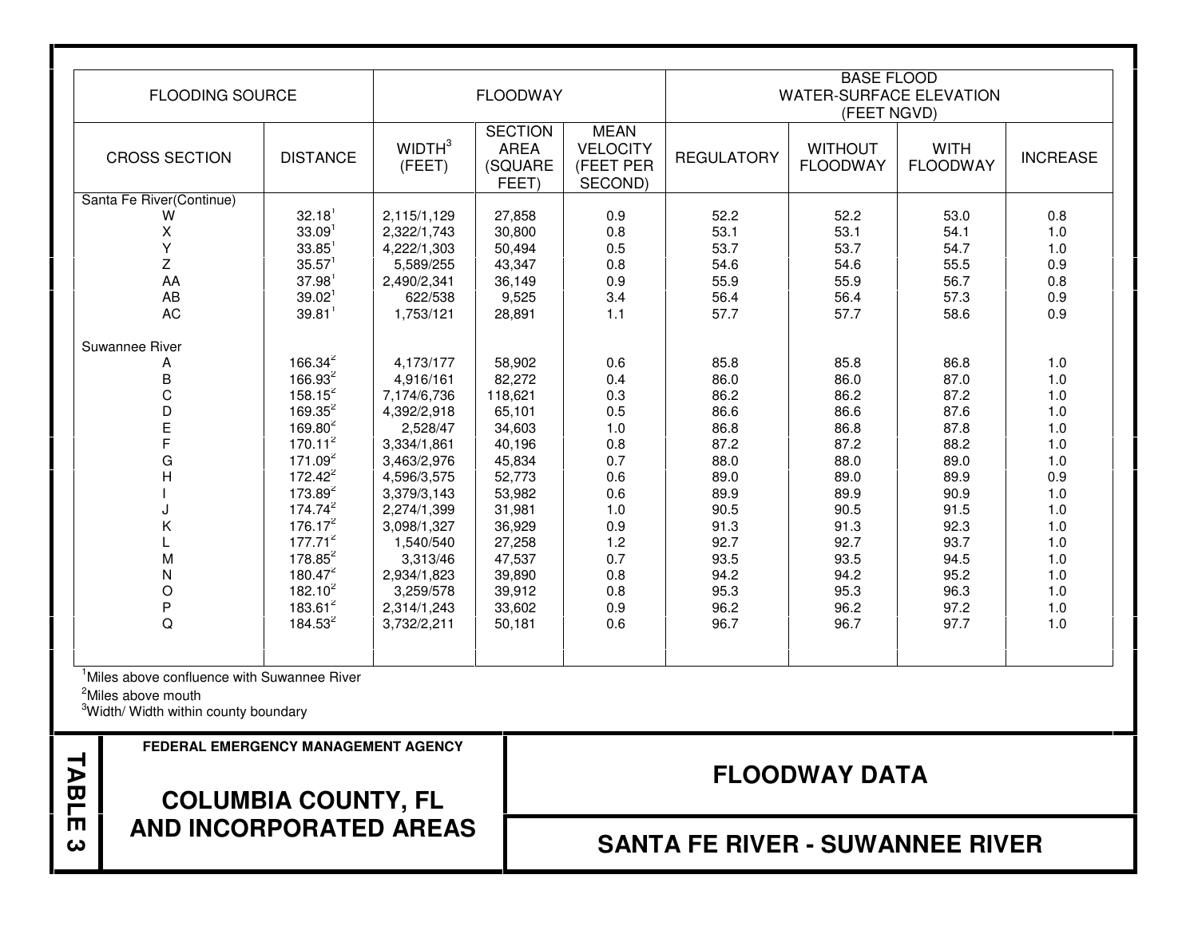| FLOODING SOURCE | | FLOODWAY | | | BASE FLOOD WATER-SURFACE ELEVATION (FEET NGVD) | | | |
|---|---|---|---|---|---|---|---|---|
| CROSS SECTION | DISTANCE | WIDTH[3] (FEET) | SECTION AREA (SQUARE FEET) | MEAN VELOCITY (FEET PER SECOND) | REGULATORY | WITHOUT FLOODWAY | WITH FLOODWAY | INCREASE |
| Santa Fe River(Continue) | | | | | | | | |
| W | 32.18[1] | 2,115/1,129 | 27,858 | 0.9 | 52.2 | 52.2 | 53.0 | 0.8 |
| X | 33.09[1] | 2,322/1,743 | 30,800 | 0.8 | 53.1 | 53.1 | 54.1 | 1.0 |
| Y | 33.85[1] | 4,222/1,303 | 50,494 | 0.5 | 53.7 | 53.7 | 54.7 | 1.0 |
| Z | 35.57[1] | 5,589/255 | 43,347 | 0.8 | 54.6 | 54.6 | 55.5 | 0.9 |
| AA | 37.98[1] | 2,490/2,341 | 36,149 | 0.9 | 55.9 | 55.9 | 56.7 | 0.8 |
| AB | 39.02[1] | 622/538 | 9,525 | 3.4 | 56.4 | 56.4 | 57.3 | 0.9 |
| AC | 39.81[1] | 1,753/121 | 28,891 | 1.1 | 57.7 | 57.7 | 58.6 | 0.9 |
| Suwannee River | | | | | | | | |
| A | 166.34[2] | 4,173/177 | 58,902 | 0.6 | 85.8 | 85.8 | 86.8 | 1.0 |
| B | 166.93[2] | 4,916/161 | 82,272 | 0.4 | 86.0 | 86.0 | 87.0 | 1.0 |
| C | 158.15[2] | 7,174/6,736 | 118,621 | 0.3 | 86.2 | 86.2 | 87.2 | 1.0 |
| D | 169.35[2] | 4,392/2,918 | 65,101 | 0.5 | 86.6 | 86.6 | 87.6 | 1.0 |
| E | 169.80[2] | 2,528/47 | 34,603 | 1.0 | 86.8 | 86.8 | 87.8 | 1.0 |
| F | 170.11[2] | 3,334/1,861 | 40,196 | 0.8 | 87.2 | 87.2 | 88.2 | 1.0 |
| G | 171.09[2] | 3,463/2,976 | 45,834 | 0.7 | 88.0 | 88.0 | 89.0 | 1.0 |
| H | 172.42[2] | 4,596/3,575 | 52,773 | 0.6 | 89.0 | 89.0 | 89.9 | 0.9 |
| I | 173.89[2] | 3,379/3,143 | 53,982 | 0.6 | 89.9 | 89.9 | 90.9 | 1.0 |
| J | 174.74[2] | 2,274/1,399 | 31,981 | 1.0 | 90.5 | 90.5 | 91.5 | 1.0 |
| K | 176.17[2] | 3,098/1,327 | 36,929 | 0.9 | 91.3 | 91.3 | 92.3 | 1.0 |
| L | 177.71[2] | 1,540/540 | 27,258 | 1.2 | 92.7 | 92.7 | 93.7 | 1.0 |
| M | 178.85[2] | 3,313/46 | 47,537 | 0.7 | 93.5 | 93.5 | 94.5 | 1.0 |
| N | 180.47[2] | 2,934/1,823 | 39,890 | 0.8 | 94.2 | 94.2 | 95.2 | 1.0 |
| O | 182.10[2] | 3,259/578 | 39,912 | 0.8 | 95.3 | 95.3 | 96.3 | 1.0 |
| P | 183.61[2] | 2,314/1,243 | 33,602 | 0.9 | 96.2 | 96.2 | 97.2 | 1.0 |
| Q | 184.53[2] | 3,732/2,211 | 50,181 | 0.6 | 96.7 | 96.7 | 97.7 | 1.0 |

[1]Miles above confluence with Suwannee River
[2]Miles above mouth
[3]Width/ Width within county boundary

**TABLE 3**

**FEDERAL EMERGENCY MANAGEMENT AGENCY**

**COLUMBIA COUNTY, FL AND INCORPORATED AREAS**

**FLOODWAY DATA**

**SANTA FE RIVER - SUWANNEE RIVER**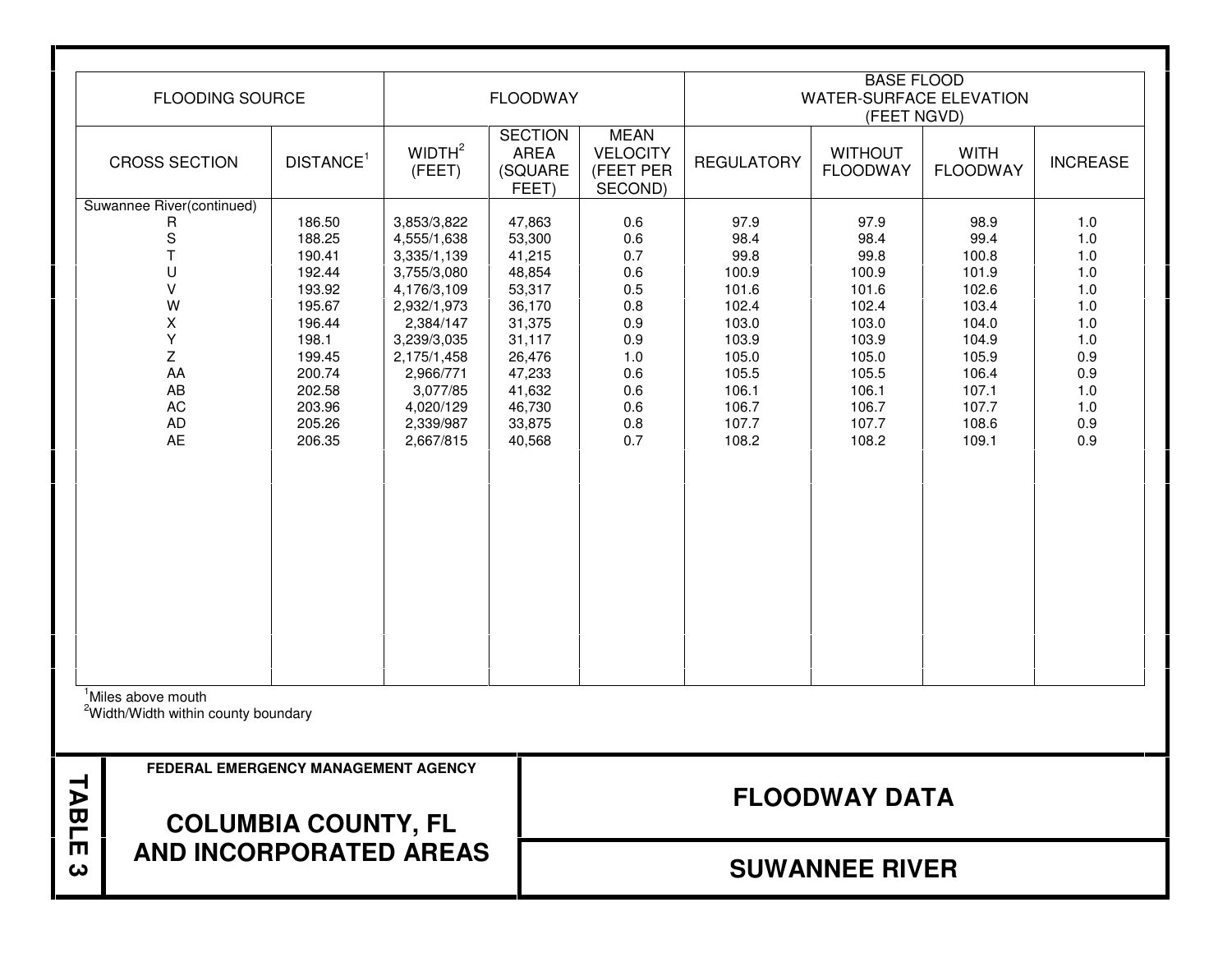| FLOODING SOURCE | | FLOODWAY | | | BASE FLOOD WATER-SURFACE ELEVATION (FEET NGVD) | | | |
|---|---|---|---|---|---|---|---|---|
| CROSS SECTION | DISTANCE[1] | WIDTH[2] (FEET) | SECTION AREA (SQUARE FEET) | MEAN VELOCITY (FEET PER SECOND) | REGULATORY | WITHOUT FLOODWAY | WITH FLOODWAY | INCREASE |
| Suwannee River(continued) | | | | | | | | |
| R | 186.50 | 3,853/3,822 | 47,863 | 0.6 | 97.9 | 97.9 | 98.9 | 1.0 |
| S | 188.25 | 4,555/1,638 | 53,300 | 0.6 | 98.4 | 98.4 | 99.4 | 1.0 |
| T | 190.41 | 3,335/1,139 | 41,215 | 0.7 | 99.8 | 99.8 | 100.8 | 1.0 |
| U | 192.44 | 3,755/3,080 | 48,854 | 0.6 | 100.9 | 100.9 | 101.9 | 1.0 |
| V | 193.92 | 4,176/3,109 | 53,317 | 0.5 | 101.6 | 101.6 | 102.6 | 1.0 |
| W | 195.67 | 2,932/1,973 | 36,170 | 0.8 | 102.4 | 102.4 | 103.4 | 1.0 |
| X | 196.44 | 2,384/147 | 31,375 | 0.9 | 103.0 | 103.0 | 104.0 | 1.0 |
| Y | 198.1 | 3,239/3,035 | 31,117 | 0.9 | 103.9 | 103.9 | 104.9 | 1.0 |
| Z | 199.45 | 2,175/1,458 | 26,476 | 1.0 | 105.0 | 105.0 | 105.9 | 0.9 |
| AA | 200.74 | 2,966/771 | 47,233 | 0.6 | 105.5 | 105.5 | 106.4 | 0.9 |
| AB | 202.58 | 3,077/85 | 41,632 | 0.6 | 106.1 | 106.1 | 107.1 | 1.0 |
| AC | 203.96 | 4,020/129 | 46,730 | 0.6 | 106.7 | 106.7 | 107.7 | 1.0 |
| AD | 205.26 | 2,339/987 | 33,875 | 0.8 | 107.7 | 107.7 | 108.6 | 0.9 |
| AE | 206.35 | 2,667/815 | 40,568 | 0.7 | 108.2 | 108.2 | 109.1 | 0.9 |

[1]Miles above mouth
[2]Width/Width within county boundary

**TABLE 3**

**FEDERAL EMERGENCY MANAGEMENT AGENCY**

## COLUMBIA COUNTY, FL AND INCORPORATED AREAS

## FLOODWAY DATA

## SUWANNEE RIVER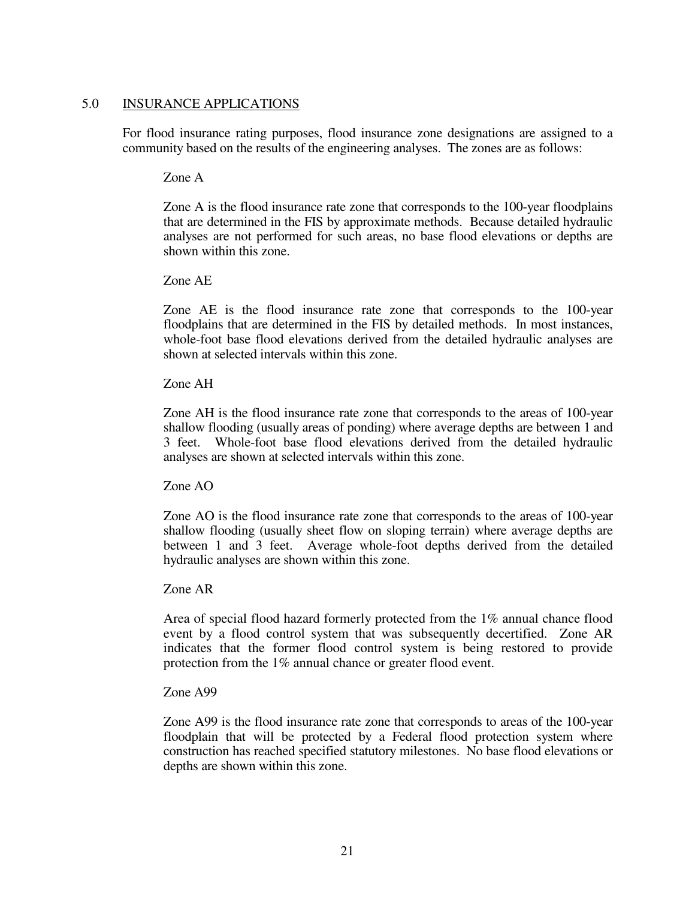## 5.0 INSURANCE APPLICATIONS

For flood insurance rating purposes, flood insurance zone designations are assigned to a community based on the results of the engineering analyses. The zones are as follows:

Zone A

Zone A is the flood insurance rate zone that corresponds to the 100-year floodplains that are determined in the FIS by approximate methods. Because detailed hydraulic analyses are not performed for such areas, no base flood elevations or depths are shown within this zone.

Zone AE

Zone AE is the flood insurance rate zone that corresponds to the 100-year floodplains that are determined in the FIS by detailed methods. In most instances, whole-foot base flood elevations derived from the detailed hydraulic analyses are shown at selected intervals within this zone.

Zone AH

Zone AH is the flood insurance rate zone that corresponds to the areas of 100-year shallow flooding (usually areas of ponding) where average depths are between 1 and 3 feet. Whole-foot base flood elevations derived from the detailed hydraulic analyses are shown at selected intervals within this zone.

Zone AO

Zone AO is the flood insurance rate zone that corresponds to the areas of 100-year shallow flooding (usually sheet flow on sloping terrain) where average depths are between 1 and 3 feet. Average whole-foot depths derived from the detailed hydraulic analyses are shown within this zone.

Zone AR

Area of special flood hazard formerly protected from the 1% annual chance flood event by a flood control system that was subsequently decertified. Zone AR indicates that the former flood control system is being restored to provide protection from the 1% annual chance or greater flood event.

Zone A99

Zone A99 is the flood insurance rate zone that corresponds to areas of the 100-year floodplain that will be protected by a Federal flood protection system where construction has reached specified statutory milestones. No base flood elevations or depths are shown within this zone.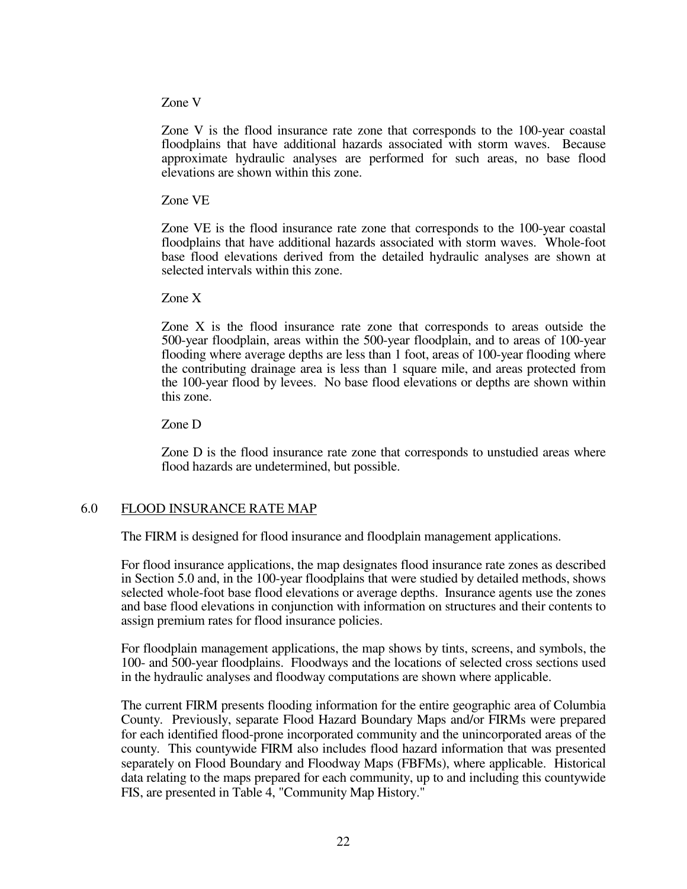Zone V

Zone V is the flood insurance rate zone that corresponds to the 100-year coastal floodplains that have additional hazards associated with storm waves. Because approximate hydraulic analyses are performed for such areas, no base flood elevations are shown within this zone.

Zone VE

Zone VE is the flood insurance rate zone that corresponds to the 100-year coastal floodplains that have additional hazards associated with storm waves. Whole-foot base flood elevations derived from the detailed hydraulic analyses are shown at selected intervals within this zone.

Zone X

Zone X is the flood insurance rate zone that corresponds to areas outside the 500-year floodplain, areas within the 500-year floodplain, and to areas of 100-year flooding where average depths are less than 1 foot, areas of 100-year flooding where the contributing drainage area is less than 1 square mile, and areas protected from the 100-year flood by levees. No base flood elevations or depths are shown within this zone.

Zone D

Zone D is the flood insurance rate zone that corresponds to unstudied areas where flood hazards are undetermined, but possible.

## 6.0 FLOOD INSURANCE RATE MAP

The FIRM is designed for flood insurance and floodplain management applications.

For flood insurance applications, the map designates flood insurance rate zones as described in Section 5.0 and, in the 100-year floodplains that were studied by detailed methods, shows selected whole-foot base flood elevations or average depths. Insurance agents use the zones and base flood elevations in conjunction with information on structures and their contents to assign premium rates for flood insurance policies.

For floodplain management applications, the map shows by tints, screens, and symbols, the 100- and 500-year floodplains. Floodways and the locations of selected cross sections used in the hydraulic analyses and floodway computations are shown where applicable.

The current FIRM presents flooding information for the entire geographic area of Columbia County. Previously, separate Flood Hazard Boundary Maps and/or FIRMs were prepared for each identified flood-prone incorporated community and the unincorporated areas of the county. This countywide FIRM also includes flood hazard information that was presented separately on Flood Boundary and Floodway Maps (FBFMs), where applicable. Historical data relating to the maps prepared for each community, up to and including this countywide FIS, are presented in Table 4, "Community Map History."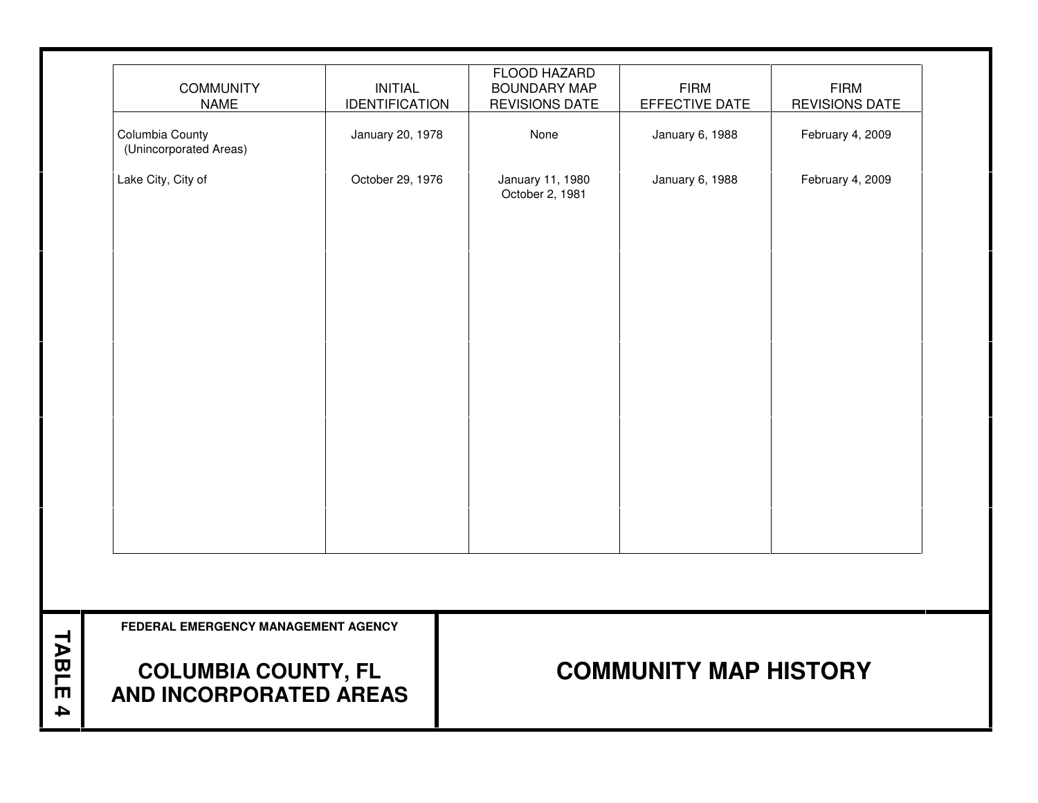| COMMUNITY NAME | INITIAL IDENTIFICATION | FLOOD HAZARD BOUNDARY MAP REVISIONS DATE | FIRM EFFECTIVE DATE | FIRM REVISIONS DATE |
|---|---|---|---|---|
| Columbia County (Unincorporated Areas) | January 20, 1978 | None | January 6, 1988 | February 4, 2009 |
| Lake City, City of | October 29, 1976 | January 11, 1980<br>October 2, 1981 | January 6, 1988 | February 4, 2009 |

**TABLE 4**

**FEDERAL EMERGENCY MANAGEMENT AGENCY**

**COLUMBIA COUNTY, FL AND INCORPORATED AREAS**

**COMMUNITY MAP HISTORY**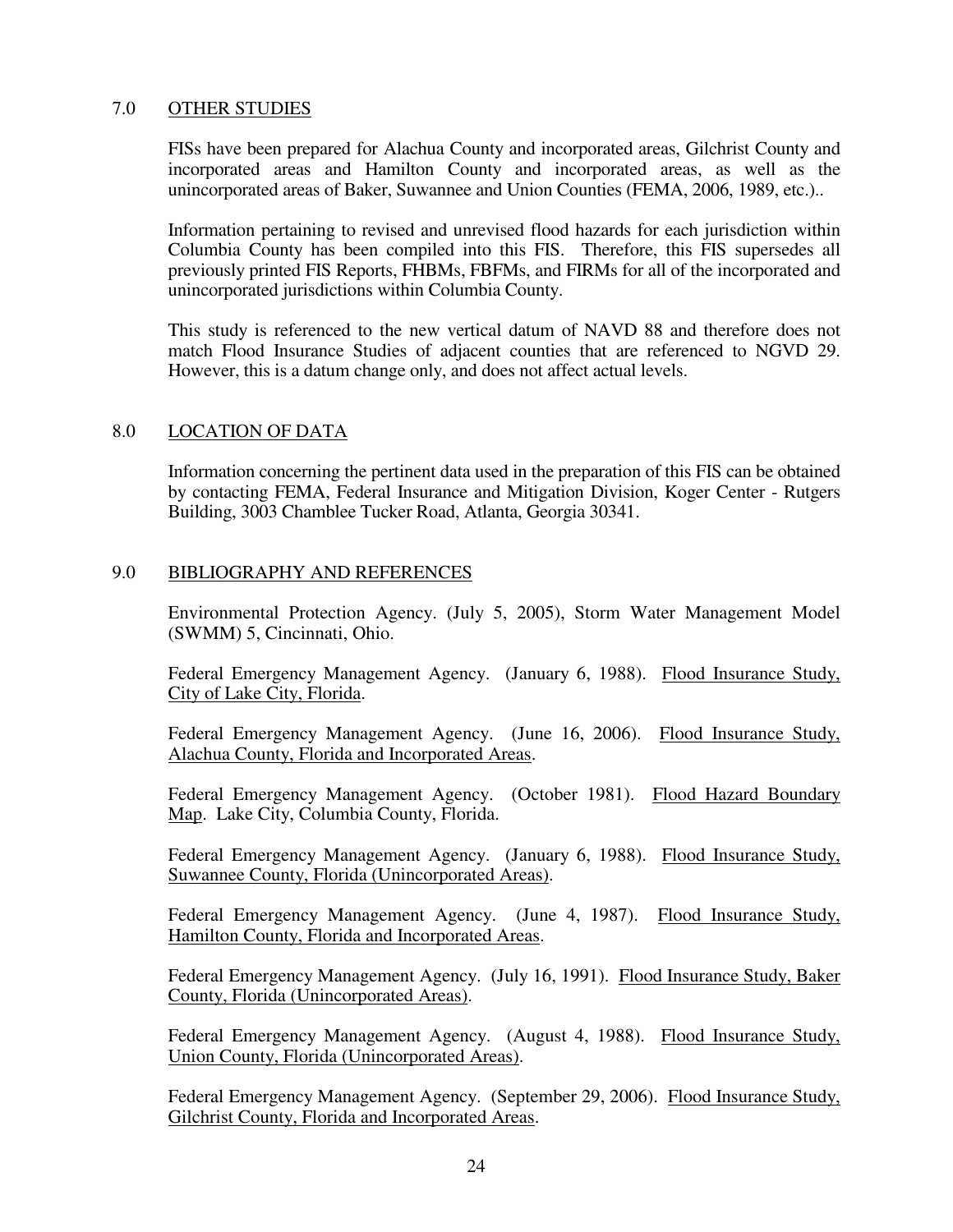## 7.0 OTHER STUDIES

FISs have been prepared for Alachua County and incorporated areas, Gilchrist County and incorporated areas and Hamilton County and incorporated areas, as well as the unincorporated areas of Baker, Suwannee and Union Counties (FEMA, 2006, 1989, etc.)..

Information pertaining to revised and unrevised flood hazards for each jurisdiction within Columbia County has been compiled into this FIS. Therefore, this FIS supersedes all previously printed FIS Reports, FHBMs, FBFMs, and FIRMs for all of the incorporated and unincorporated jurisdictions within Columbia County.

This study is referenced to the new vertical datum of NAVD 88 and therefore does not match Flood Insurance Studies of adjacent counties that are referenced to NGVD 29. However, this is a datum change only, and does not affect actual levels.

## 8.0 LOCATION OF DATA

Information concerning the pertinent data used in the preparation of this FIS can be obtained by contacting FEMA, Federal Insurance and Mitigation Division, Koger Center - Rutgers Building, 3003 Chamblee Tucker Road, Atlanta, Georgia 30341.

## 9.0 BIBLIOGRAPHY AND REFERENCES

Environmental Protection Agency. (July 5, 2005), Storm Water Management Model (SWMM) 5, Cincinnati, Ohio.

Federal Emergency Management Agency. (January 6, 1988). Flood Insurance Study, City of Lake City, Florida.

Federal Emergency Management Agency. (June 16, 2006). Flood Insurance Study, Alachua County, Florida and Incorporated Areas.

Federal Emergency Management Agency. (October 1981). Flood Hazard Boundary Map. Lake City, Columbia County, Florida.

Federal Emergency Management Agency. (January 6, 1988). Flood Insurance Study, Suwannee County, Florida (Unincorporated Areas).

Federal Emergency Management Agency. (June 4, 1987). Flood Insurance Study, Hamilton County, Florida and Incorporated Areas.

Federal Emergency Management Agency. (July 16, 1991). Flood Insurance Study, Baker County, Florida (Unincorporated Areas).

Federal Emergency Management Agency. (August 4, 1988). Flood Insurance Study, Union County, Florida (Unincorporated Areas).

Federal Emergency Management Agency. (September 29, 2006). Flood Insurance Study, Gilchrist County, Florida and Incorporated Areas.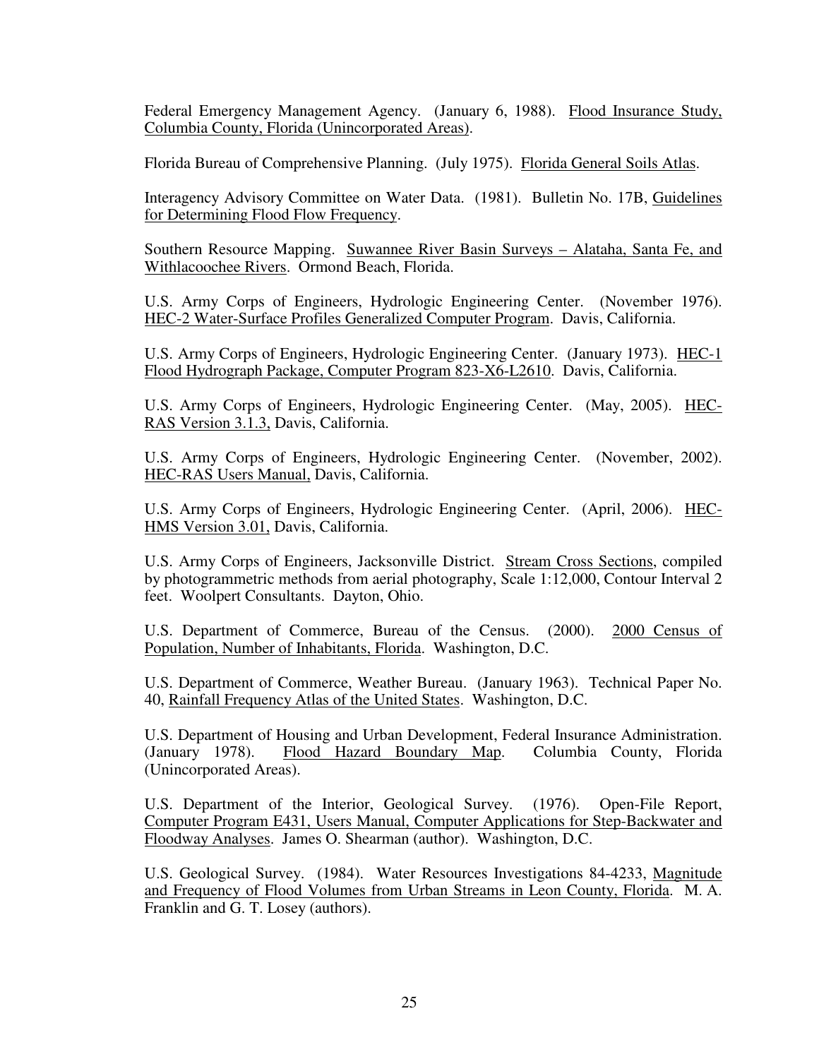Federal Emergency Management Agency. (January 6, 1988). Flood Insurance Study, Columbia County, Florida (Unincorporated Areas).

Florida Bureau of Comprehensive Planning. (July 1975). Florida General Soils Atlas.

Interagency Advisory Committee on Water Data. (1981). Bulletin No. 17B, Guidelines for Determining Flood Flow Frequency.

Southern Resource Mapping. Suwannee River Basin Surveys – Alataha, Santa Fe, and Withlacoochee Rivers. Ormond Beach, Florida.

U.S. Army Corps of Engineers, Hydrologic Engineering Center. (November 1976). HEC-2 Water-Surface Profiles Generalized Computer Program. Davis, California.

U.S. Army Corps of Engineers, Hydrologic Engineering Center. (January 1973). HEC-1 Flood Hydrograph Package, Computer Program 823-X6-L2610. Davis, California.

U.S. Army Corps of Engineers, Hydrologic Engineering Center. (May, 2005). HEC-RAS Version 3.1.3, Davis, California.

U.S. Army Corps of Engineers, Hydrologic Engineering Center. (November, 2002). HEC-RAS Users Manual, Davis, California.

U.S. Army Corps of Engineers, Hydrologic Engineering Center. (April, 2006). HEC-HMS Version 3.01, Davis, California.

U.S. Army Corps of Engineers, Jacksonville District. Stream Cross Sections, compiled by photogrammetric methods from aerial photography, Scale 1:12,000, Contour Interval 2 feet. Woolpert Consultants. Dayton, Ohio.

U.S. Department of Commerce, Bureau of the Census. (2000). 2000 Census of Population, Number of Inhabitants, Florida. Washington, D.C.

U.S. Department of Commerce, Weather Bureau. (January 1963). Technical Paper No. 40, Rainfall Frequency Atlas of the United States. Washington, D.C.

U.S. Department of Housing and Urban Development, Federal Insurance Administration. (January 1978). Flood Hazard Boundary Map. Columbia County, Florida (Unincorporated Areas).

U.S. Department of the Interior, Geological Survey. (1976). Open-File Report, Computer Program E431, Users Manual, Computer Applications for Step-Backwater and Floodway Analyses. James O. Shearman (author). Washington, D.C.

U.S. Geological Survey. (1984). Water Resources Investigations 84-4233, Magnitude and Frequency of Flood Volumes from Urban Streams in Leon County, Florida. M. A. Franklin and G. T. Losey (authors).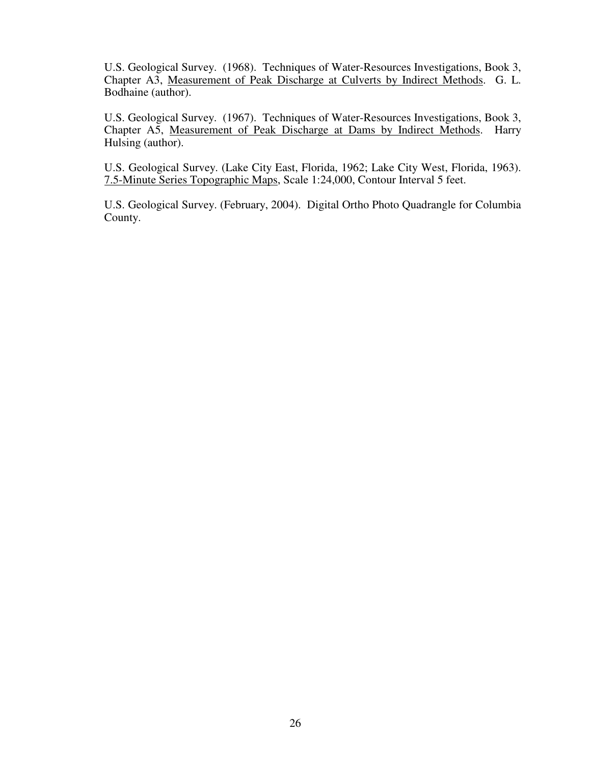U.S. Geological Survey. (1968). Techniques of Water-Resources Investigations, Book 3, Chapter A3, Measurement of Peak Discharge at Culverts by Indirect Methods. G. L. Bodhaine (author).

U.S. Geological Survey. (1967). Techniques of Water-Resources Investigations, Book 3, Chapter A5, Measurement of Peak Discharge at Dams by Indirect Methods. Harry Hulsing (author).

U.S. Geological Survey. (Lake City East, Florida, 1962; Lake City West, Florida, 1963). 7.5-Minute Series Topographic Maps, Scale 1:24,000, Contour Interval 5 feet.

U.S. Geological Survey. (February, 2004). Digital Ortho Photo Quadrangle for Columbia County.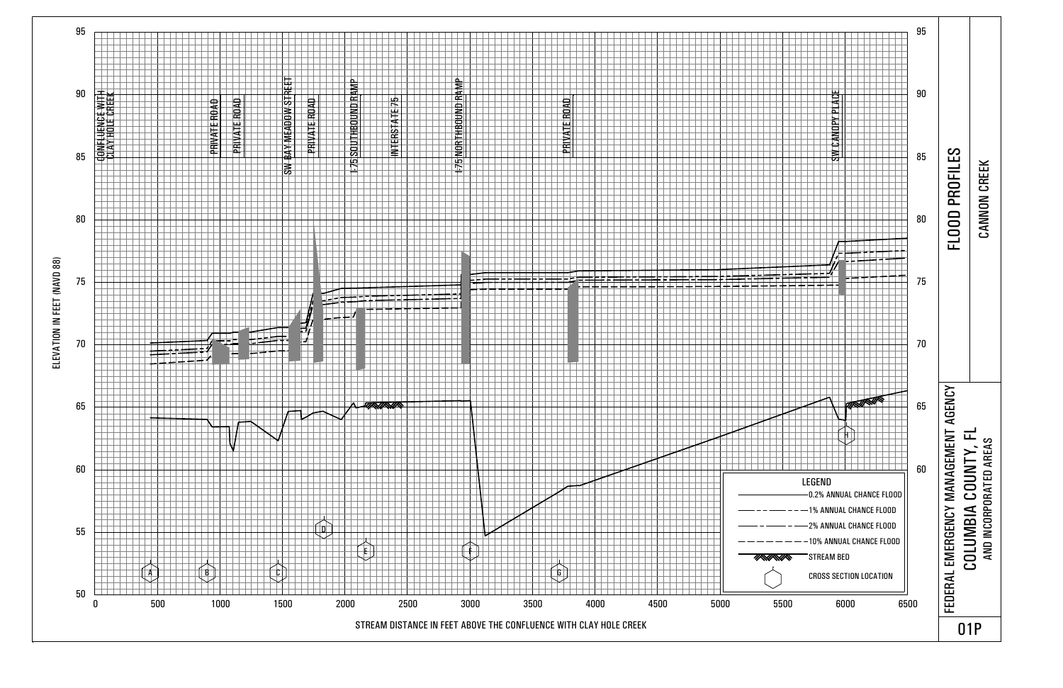# FLOOD PROFILES

## CANNON CREEK

FEDERAL EMERGENCY MANAGEMENT AGENCY

COLUMBIA COUNTY, FL
AND INCORPORATED AREAS

01P

ELEVATION IN FEET (NAVD 88)

STREAM DISTANCE IN FEET ABOVE THE CONFLUENCE WITH CLAY HOLE CREEK

CONFLUENCE WITH CLAY HOLE CREEK

PRIVATE ROAD

PRIVATE ROAD

SW BAY MEADOW STREET

PRIVATE ROAD

I-75 SOUTHBOUND RAMP

INTERSTATE 75

I-75 NORTHBOUND RAMP

PRIVATE ROAD

SW CANOPY PLACE

Cross sections: A, B, C, D, E, F, G, H

Elevation axis: 50, 55, 60, 65, 70, 75, 80, 85, 90, 95

Distance axis: 0, 500, 1000, 1500, 2000, 2500, 3000, 3500, 4000, 4500, 5000, 5500, 6000, 6500

LEGEND

- 0.2% ANNUAL CHANCE FLOOD
- 1% ANNUAL CHANCE FLOOD
- 2% ANNUAL CHANCE FLOOD
- 10% ANNUAL CHANCE FLOOD
- STREAM BED
- CROSS SECTION LOCATION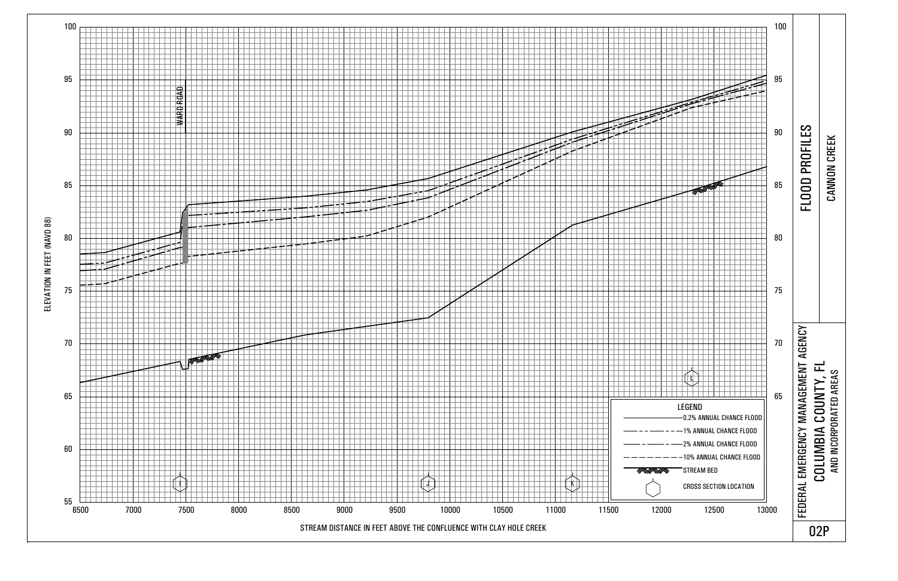# FLOOD PROFILES

## CANNON CREEK

FEDERAL EMERGENCY MANAGEMENT AGENCY

**COLUMBIA COUNTY, FL**
AND INCORPORATED AREAS

02P

ELEVATION IN FEET (NAVD 88)

STREAM DISTANCE IN FEET ABOVE THE CONFLUENCE WITH CLAY HOLE CREEK

WARD ROAD

Cross sections: I, J, K, L

LEGEND

- 0.2% ANNUAL CHANCE FLOOD
- 1% ANNUAL CHANCE FLOOD
- 2% ANNUAL CHANCE FLOOD
- 10% ANNUAL CHANCE FLOOD
- STREAM BED
- CROSS SECTION LOCATION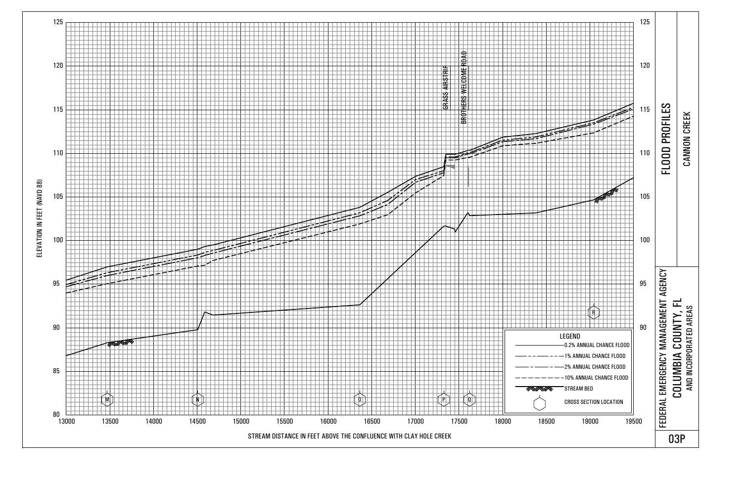# FLOOD PROFILES

## CANNON CREEK

FEDERAL EMERGENCY MANAGEMENT AGENCY

**COLUMBIA COUNTY, FL**

AND INCORPORATED AREAS

03P

ELEVATION IN FEET (NAVD 88)

STREAM DISTANCE IN FEET ABOVE THE CONFLUENCE WITH CLAY HOLE CREEK

GRASS AIRSTRIP

BROTHERS WELCOME ROAD

Cross sections: M, N, O, P, Q, R

LEGEND

- 0.2% ANNUAL CHANCE FLOOD
- 1% ANNUAL CHANCE FLOOD
- 2% ANNUAL CHANCE FLOOD
- 10% ANNUAL CHANCE FLOOD
- STREAM BED
- CROSS SECTION LOCATION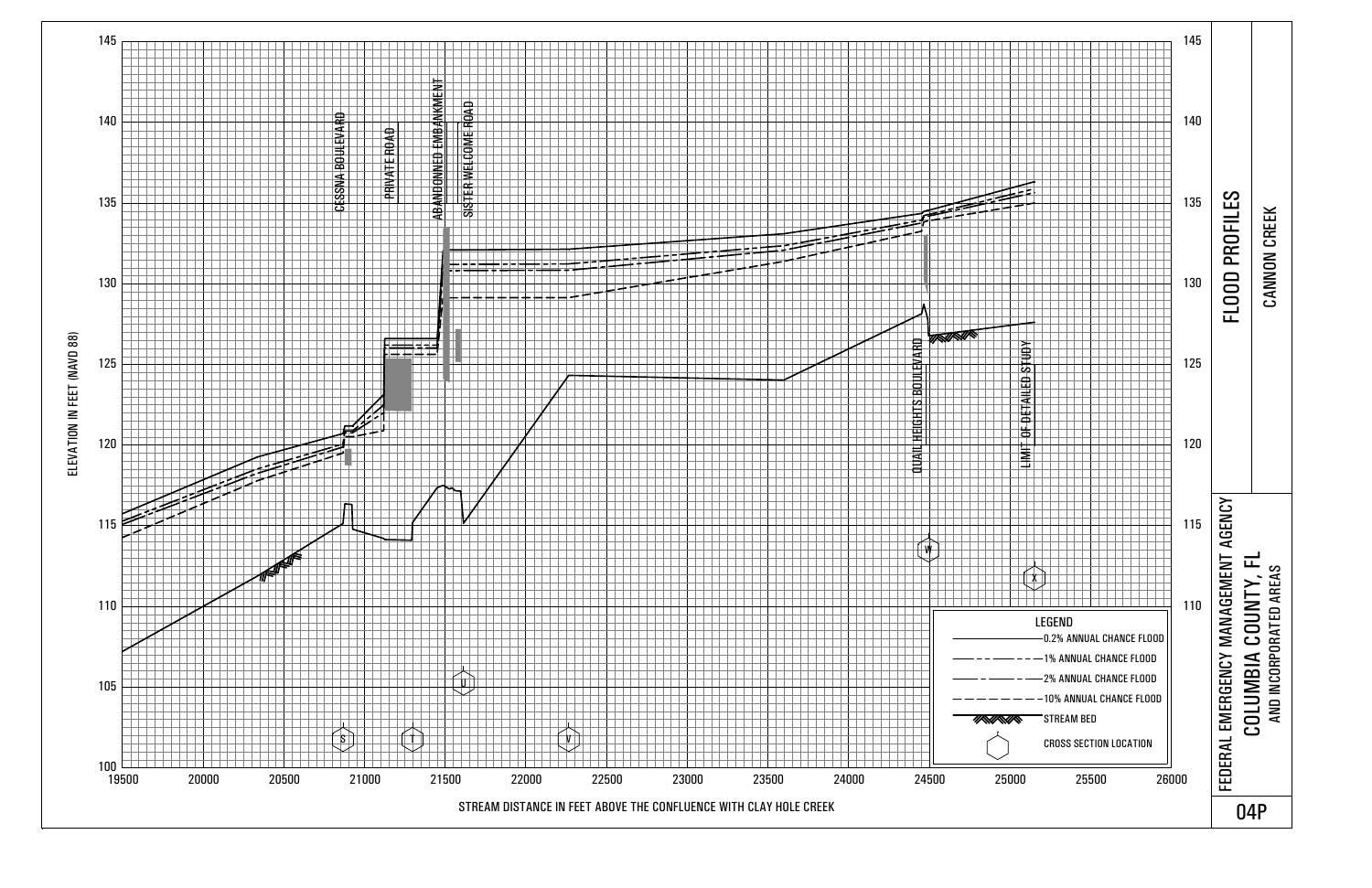# FLOOD PROFILES

## CANNON CREEK

FEDERAL EMERGENCY MANAGEMENT AGENCY

COLUMBIA COUNTY, FL
AND INCORPORATED AREAS

04P

ELEVATION IN FEET (NAVD 88)

145
140
135
130
125
120
115
110
105
100

19500 20000 20500 21000 21500 22000 22500 23000 23500 24000 24500 25000 25500 26000

STREAM DISTANCE IN FEET ABOVE THE CONFLUENCE WITH CLAY HOLE CREEK

CESSNA BOULEVARD

PRIVATE ROAD

ABANDONNED EMBANKMENT

SISTER WELCOME ROAD

QUAIL HEIGHTS BOULEVARD

LIMIT OF DETAILED STUDY

S T U V W X

LEGEND

- 0.2% ANNUAL CHANCE FLOOD
- 1% ANNUAL CHANCE FLOOD
- 2% ANNUAL CHANCE FLOOD
- 10% ANNUAL CHANCE FLOOD
- STREAM BED
- CROSS SECTION LOCATION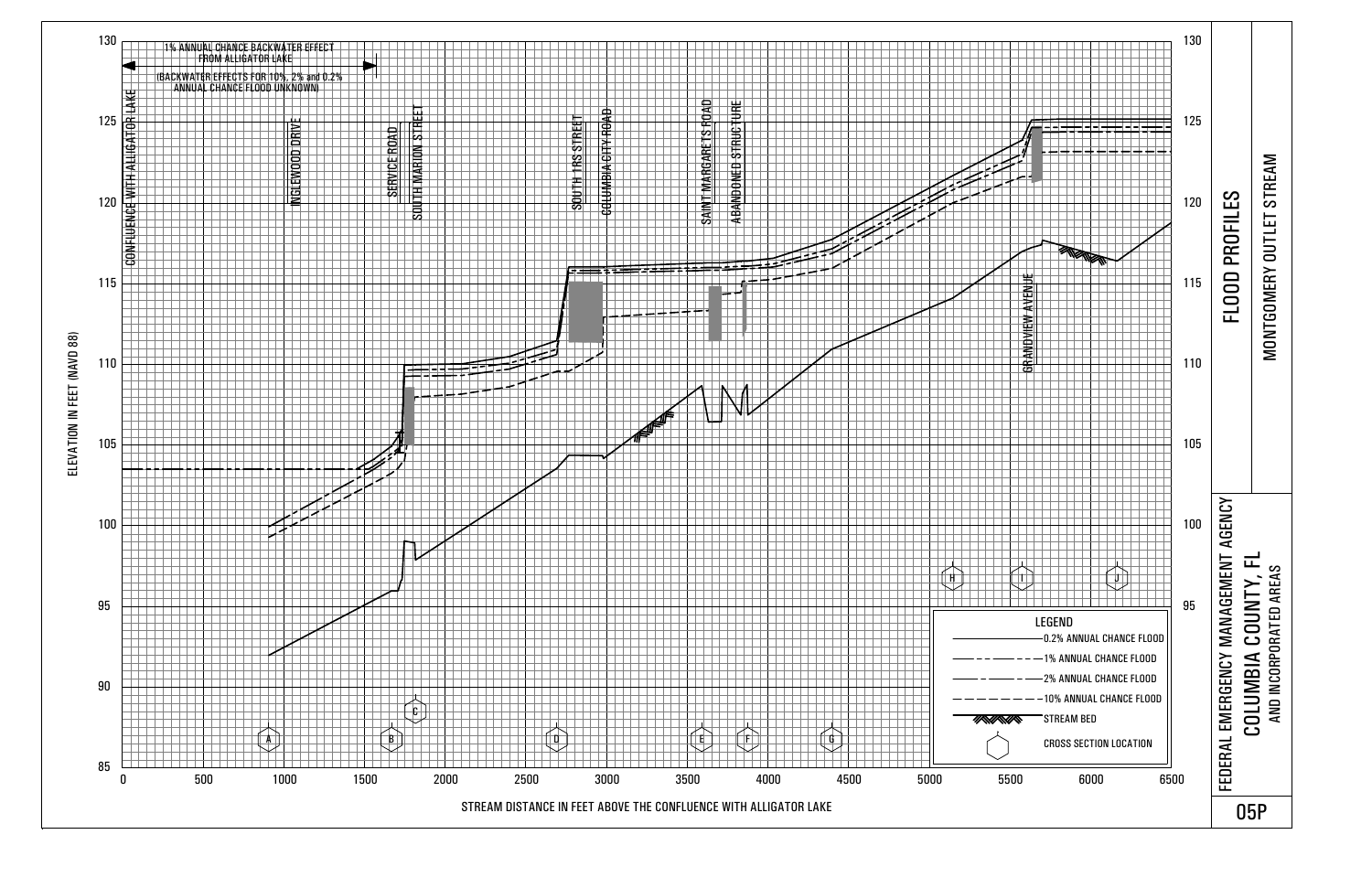# FLOOD PROFILES

## MONTGOMERY OUTLET STREAM

FEDERAL EMERGENCY MANAGEMENT AGENCY

**COLUMBIA COUNTY, FL**
AND INCORPORATED AREAS

05P

1% ANNUAL CHANCE BACKWATER EFFECT FROM ALLIGATOR LAKE

(BACKWATER EFFECTS FOR 10%, 2% and 0.2% ANNUAL CHANCE FLOOD UNKNOWN)

CONFLUENCE WITH ALLIGATOR LAKE

INGLEWOOD DRIVE

SERVICE ROAD

SOUTH MARION STREET

SOUTH 1RS STREET

COLUMBIA CITY ROAD

SAINT MARGARETS ROAD

ABANDONED STRUCTURE

GRANDVIEW AVENUE

ELEVATION IN FEET (NAVD 88)

STREAM DISTANCE IN FEET ABOVE THE CONFLUENCE WITH ALLIGATOR LAKE

LEGEND

- 0.2% ANNUAL CHANCE FLOOD
- 1% ANNUAL CHANCE FLOOD
- 2% ANNUAL CHANCE FLOOD
- 10% ANNUAL CHANCE FLOOD
- STREAM BED
- CROSS SECTION LOCATION

Cross sections: A, B, C, D, E, F, G, H, I, J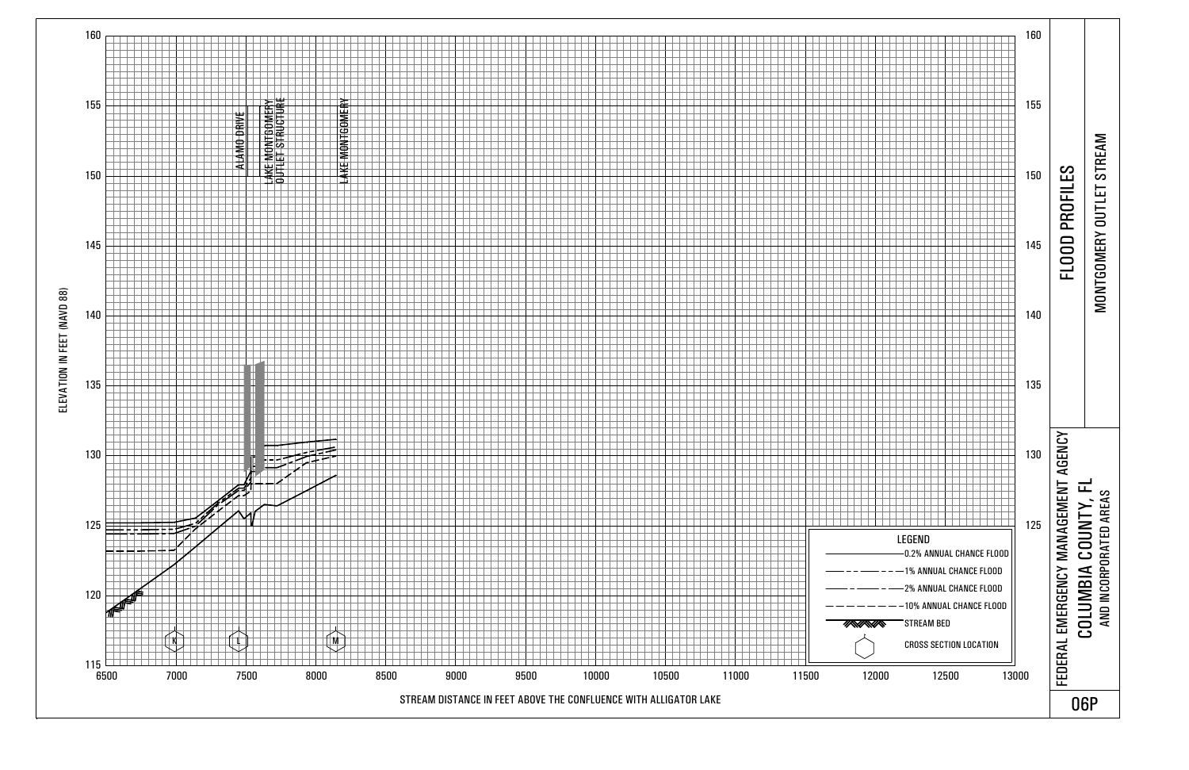# FLOOD PROFILES

## MONTGOMERY OUTLET STREAM

FEDERAL EMERGENCY MANAGEMENT AGENCY

COLUMBIA COUNTY, FL
AND INCORPORATED AREAS

06P

ELEVATION IN FEET (NAVD 88)

STREAM DISTANCE IN FEET ABOVE THE CONFLUENCE WITH ALLIGATOR LAKE

ALAMO DRIVE

LAKE MONTGOMERY OUTLET STRUCTURE

LAKE MONTGOMERY

Cross sections: K, L, M

**LEGEND**

- 0.2% ANNUAL CHANCE FLOOD
- 1% ANNUAL CHANCE FLOOD
- 2% ANNUAL CHANCE FLOOD
- 10% ANNUAL CHANCE FLOOD
- STREAM BED
- CROSS SECTION LOCATION

Elevation axis: 115, 120, 125, 130, 135, 140, 145, 150, 155, 160

Distance axis: 6500, 7000, 7500, 8000, 8500, 9000, 9500, 10000, 10500, 11000, 11500, 12000, 12500, 13000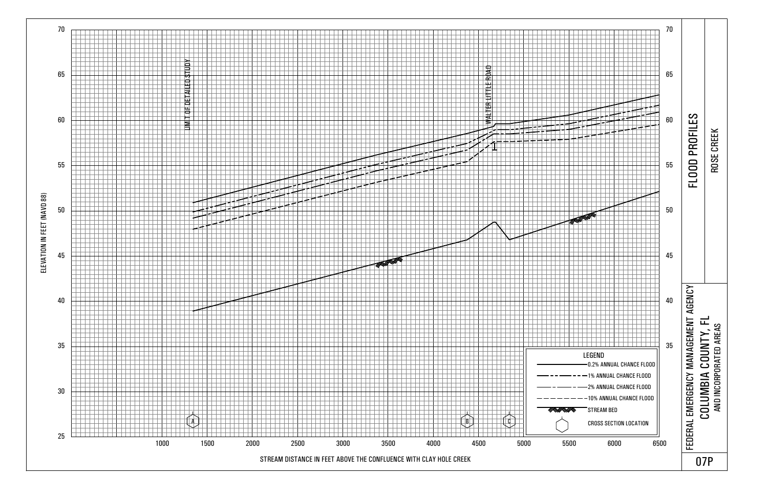# FLOOD PROFILES

## ROSE CREEK

FEDERAL EMERGENCY MANAGEMENT AGENCY

**COLUMBIA COUNTY, FL**
AND INCORPORATED AREAS

07P

ELEVATION IN FEET (NAVD 88)

70
65
60
55
50
45
40
35
30
25

STREAM DISTANCE IN FEET ABOVE THE CONFLUENCE WITH CLAY HOLE CREEK

1000 1500 2000 2500 3000 3500 4000 4500 5000 5500 6000 6500

LIMIT OF DETAILED STUDY

WALTER LITTLE ROAD

Cross sections: A, B, C

LEGEND

- 0.2% ANNUAL CHANCE FLOOD
- 1% ANNUAL CHANCE FLOOD
- 2% ANNUAL CHANCE FLOOD
- 10% ANNUAL CHANCE FLOOD
- STREAM BED
- CROSS SECTION LOCATION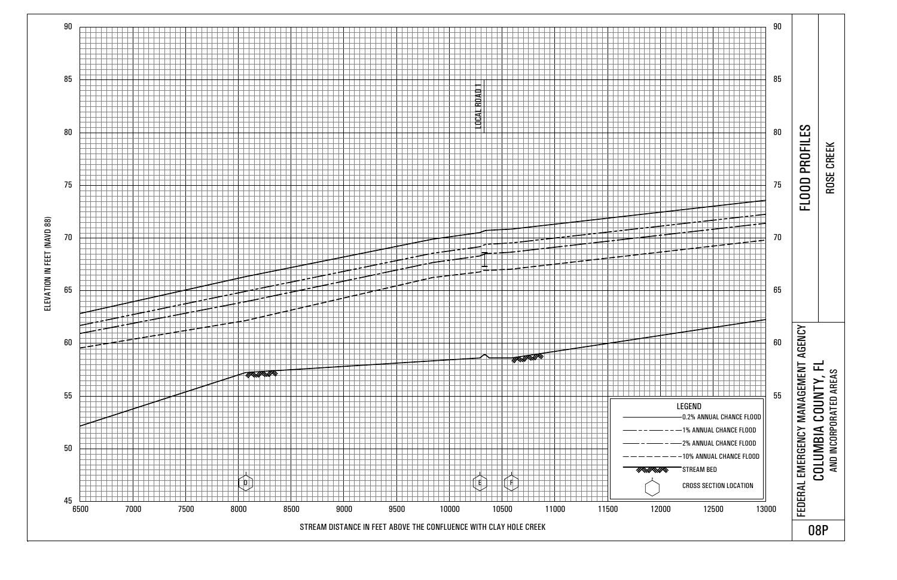# FLOOD PROFILES

## ROSE CREEK

FEDERAL EMERGENCY MANAGEMENT AGENCY

**COLUMBIA COUNTY, FL**
AND INCORPORATED AREAS

08P

ELEVATION IN FEET (NAVD 88)

90, 85, 80, 75, 70, 65, 60, 55, 50, 45

STREAM DISTANCE IN FEET ABOVE THE CONFLUENCE WITH CLAY HOLE CREEK

6500, 7000, 7500, 8000, 8500, 9000, 9500, 10000, 10500, 11000, 11500, 12000, 12500, 13000

LOCAL ROAD 1

Cross sections: D, E, F

**LEGEND**

- 0.2% ANNUAL CHANCE FLOOD
- 1% ANNUAL CHANCE FLOOD
- 2% ANNUAL CHANCE FLOOD
- 10% ANNUAL CHANCE FLOOD
- STREAM BED
- CROSS SECTION LOCATION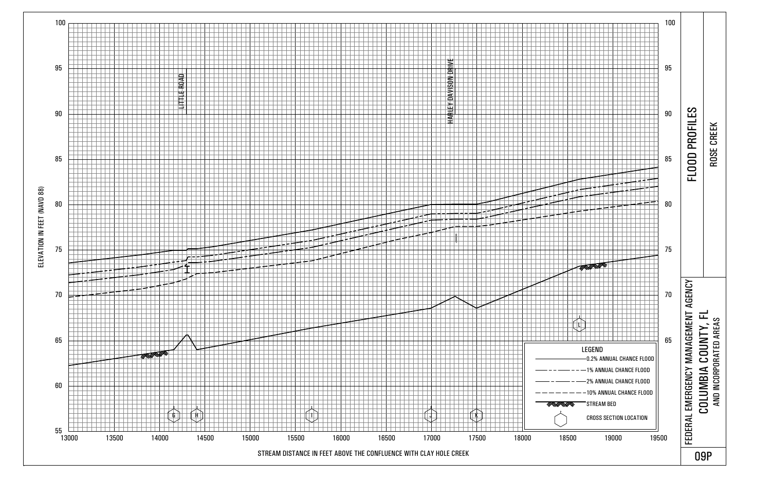# FLOOD PROFILES

## ROSE CREEK

FEDERAL EMERGENCY MANAGEMENT AGENCY

COLUMBIA COUNTY, FL
AND INCORPORATED AREAS

09P

ELEVATION IN FEET (NAVD 88)

STREAM DISTANCE IN FEET ABOVE THE CONFLUENCE WITH CLAY HOLE CREEK

LITTLE ROAD

HARLEY DAVISON DRIVE

Cross sections: G, H, I, J, K, L

Elevation axis: 55, 60, 65, 70, 75, 80, 85, 90, 95, 100

Distance axis: 13000, 13500, 14000, 14500, 15000, 15500, 16000, 16500, 17000, 17500, 18000, 18500, 19000, 19500

**LEGEND**

- 0.2% ANNUAL CHANCE FLOOD
- 1% ANNUAL CHANCE FLOOD
- 2% ANNUAL CHANCE FLOOD
- 10% ANNUAL CHANCE FLOOD
- STREAM BED
- CROSS SECTION LOCATION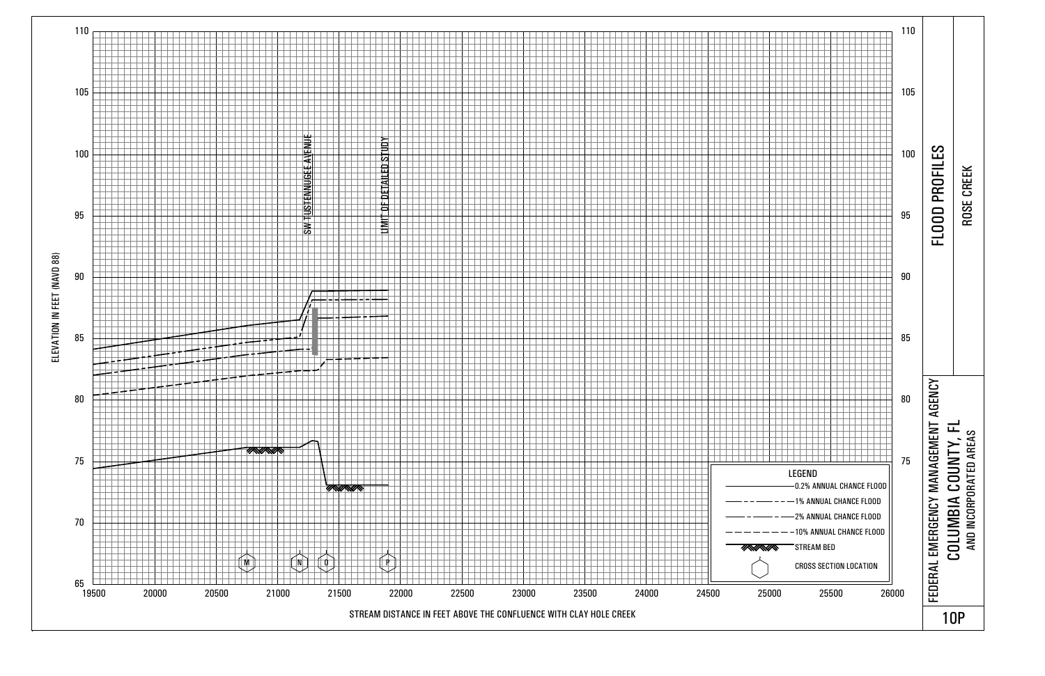# FLOOD PROFILES

## ROSE CREEK

FEDERAL EMERGENCY MANAGEMENT AGENCY

COLUMBIA COUNTY, FL
AND INCORPORATED AREAS

10P

ELEVATION IN FEET (NAVD 88)

110, 105, 100, 95, 90, 85, 80, 75, 70, 65

STREAM DISTANCE IN FEET ABOVE THE CONFLUENCE WITH CLAY HOLE CREEK

19500, 20000, 20500, 21000, 21500, 22000, 22500, 23000, 23500, 24000, 24500, 25000, 25500, 26000

SW TUSTENNUGEE AVENUE

LIMIT OF DETAILED STUDY

M, N, O, P

LEGEND

- 0.2% ANNUAL CHANCE FLOOD
- 1% ANNUAL CHANCE FLOOD
- 2% ANNUAL CHANCE FLOOD
- 10% ANNUAL CHANCE FLOOD
- STREAM BED
- CROSS SECTION LOCATION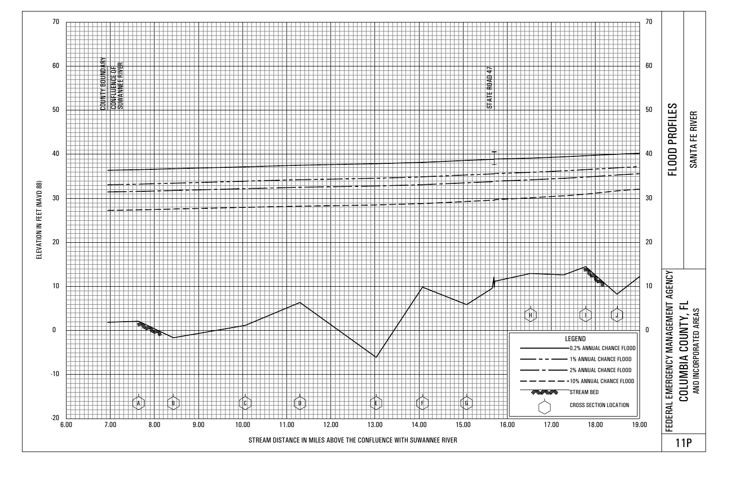# FLOOD PROFILES

## SANTA FE RIVER

FEDERAL EMERGENCY MANAGEMENT AGENCY

COLUMBIA COUNTY, FL
AND INCORPORATED AREAS

11P

ELEVATION IN FEET (NAVD 88)

70, 60, 50, 40, 30, 20, 10, 0, -10, -20

STREAM DISTANCE IN MILES ABOVE THE CONFLUENCE WITH SUWANNEE RIVER

6.00, 7.00, 8.00, 9.00, 10.00, 11.00, 12.00, 13.00, 14.00, 15.00, 16.00, 17.00, 18.00, 19.00

COUNTY BOUNDARY

CONFLUENCE OF SUWANNEE RIVER

STATE ROAD 47

A, B, C, D, E, F, G, H, I, J

LEGEND

- 0.2% ANNUAL CHANCE FLOOD
- 1% ANNUAL CHANCE FLOOD
- 2% ANNUAL CHANCE FLOOD
- 10% ANNUAL CHANCE FLOOD
- STREAM BED
- CROSS SECTION LOCATION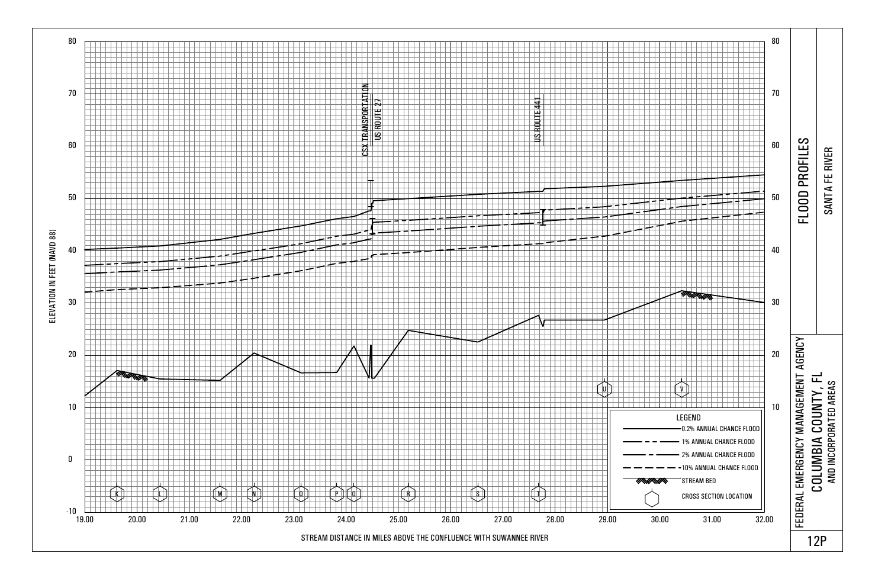# FLOOD PROFILES

## SANTA FE RIVER

FEDERAL EMERGENCY MANAGEMENT AGENCY

COLUMBIA COUNTY, FL AND INCORPORATED AREAS

12P

ELEVATION IN FEET (NAVD 88)

STREAM DISTANCE IN MILES ABOVE THE CONFLUENCE WITH SUWANNEE RIVER

CSX TRANSPORTATION
US ROUTE 27
US ROUTE 441

Cross sections: K, L, M, N, O, P, Q, R, S, T, U, V

Elevation axis: -10, 0, 10, 20, 30, 40, 50, 60, 70, 80

Distance axis: 19.00, 20.00, 21.00, 22.00, 23.00, 24.00, 25.00, 26.00, 27.00, 28.00, 29.00, 30.00, 31.00, 32.00

**LEGEND**

- 0.2% ANNUAL CHANCE FLOOD
- 1% ANNUAL CHANCE FLOOD
- 2% ANNUAL CHANCE FLOOD
- 10% ANNUAL CHANCE FLOOD
- STREAM BED
- CROSS SECTION LOCATION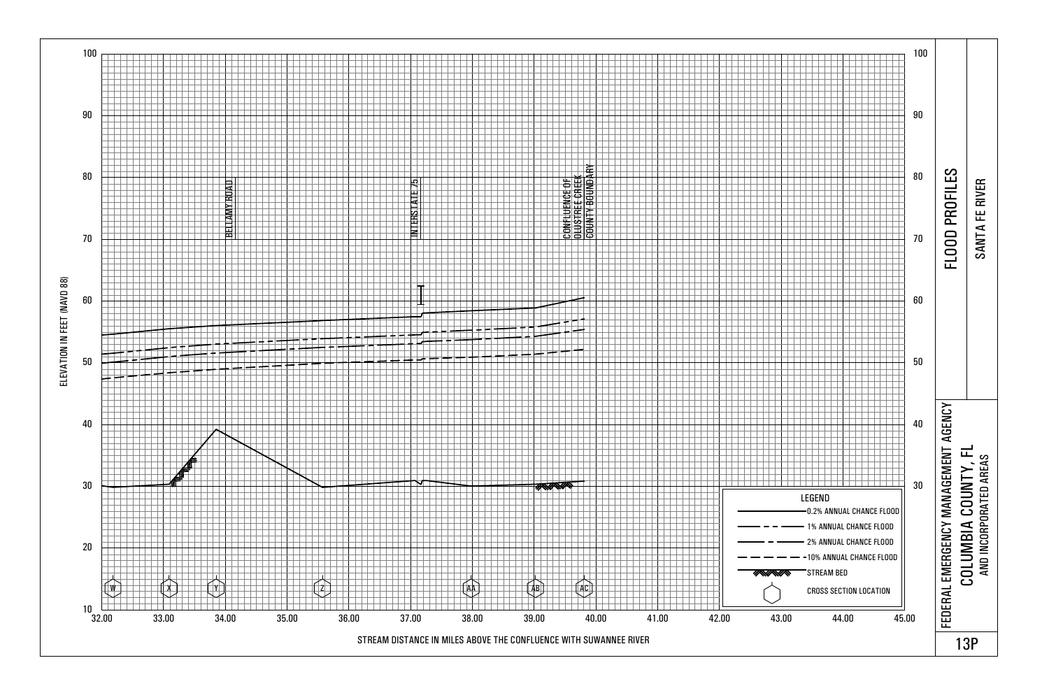# FLOOD PROFILES

## SANTA FE RIVER

FEDERAL EMERGENCY MANAGEMENT AGENCY

COLUMBIA COUNTY, FL
AND INCORPORATED AREAS

13P

ELEVATION IN FEET (NAVD 88)

STREAM DISTANCE IN MILES ABOVE THE CONFLUENCE WITH SUWANNEE RIVER

BELLAMY ROAD

INTERSTATE 75

CONFLUENCE OF OLUSTREE CREEK
COUNTY BOUNDARY

Cross sections: W, X, Y, Z, AA, AB, AC

**LEGEND**

- 0.2% ANNUAL CHANCE FLOOD
- 1% ANNUAL CHANCE FLOOD
- 2% ANNUAL CHANCE FLOOD
- 10% ANNUAL CHANCE FLOOD
- STREAM BED
- CROSS SECTION LOCATION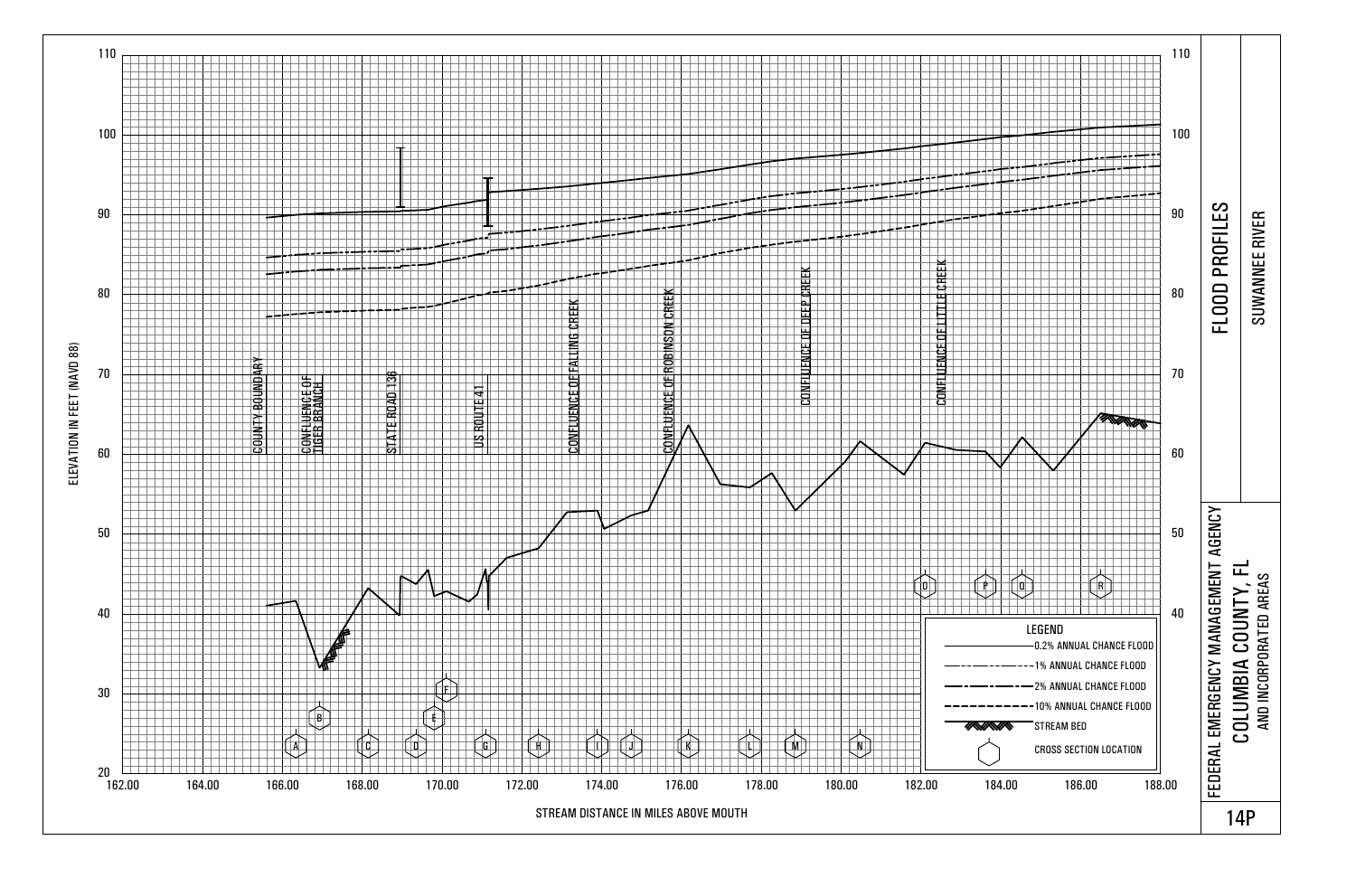# FLOOD PROFILES

## SUWANNEE RIVER

FEDERAL EMERGENCY MANAGEMENT AGENCY

**COLUMBIA COUNTY, FL**
AND INCORPORATED AREAS

14P

ELEVATION IN FEET (NAVD 88)

STREAM DISTANCE IN MILES ABOVE MOUTH

COUNTY BOUNDARY

CONFLUENCE OF TIGER BRANCH

STATE ROAD 136

US ROUTE 41

CONFLUENCE OF FALLING CREEK

CONFLUENCE OF ROBINSON CREEK

CONFLUENCE OF DEEP CREEK

CONFLUENCE OF LITTLE CREEK

Cross sections: A, B, C, D, E, F, G, H, I, J, K, L, M, N, O, P, Q, R

LEGEND
- 0.2% ANNUAL CHANCE FLOOD
- 1% ANNUAL CHANCE FLOOD
- 2% ANNUAL CHANCE FLOOD
- 10% ANNUAL CHANCE FLOOD
- STREAM BED
- CROSS SECTION LOCATION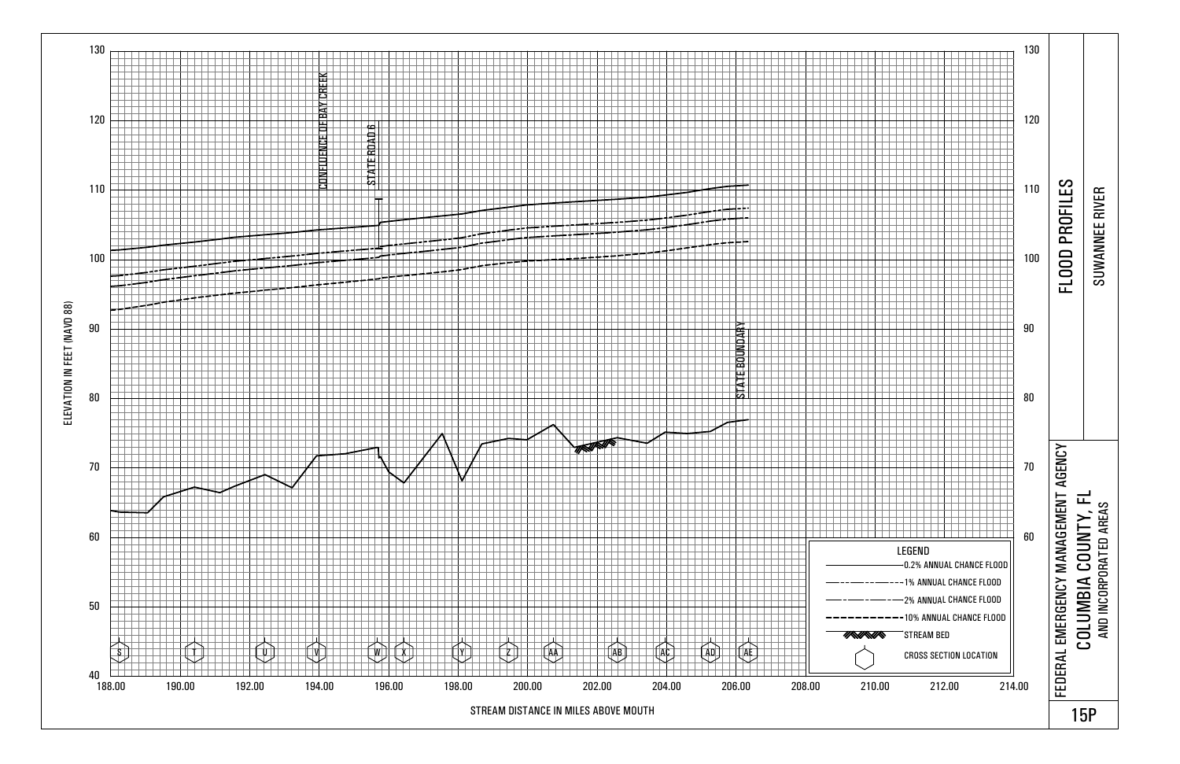FLOOD PROFILES

SUWANNEE RIVER

FEDERAL EMERGENCY MANAGEMENT AGENCY

COLUMBIA COUNTY, FL

AND INCORPORATED AREAS

15P

ELEVATION IN FEET (NAVD 88)

130
120
110
100
90
80
70
60
50
40

STREAM DISTANCE IN MILES ABOVE MOUTH

188.00
190.00
192.00
194.00
196.00
198.00
200.00
202.00
204.00
206.00
208.00
210.00
212.00
214.00

CONFLUENCE OF BAY CREEK

STATE ROAD 6

STATE BOUNDARY

S
T
U
V
W
X
Y
Z
AA
AB
AC
AD
AE

LEGEND

0.2% ANNUAL CHANCE FLOOD

1% ANNUAL CHANCE FLOOD

2% ANNUAL CHANCE FLOOD

10% ANNUAL CHANCE FLOOD

STREAM BED

CROSS SECTION LOCATION